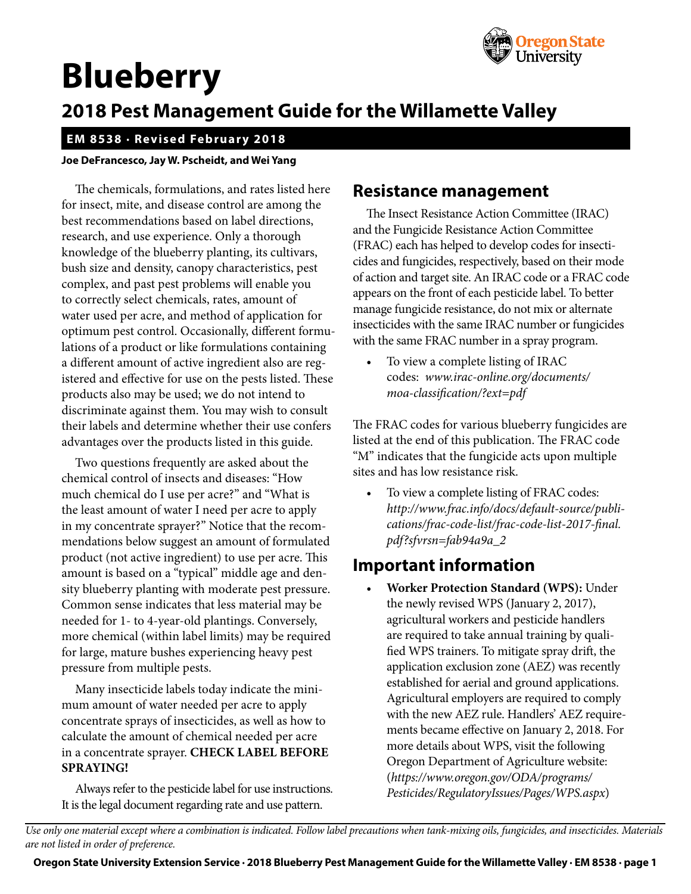# Blueberry

## 2018 Pest Management Guide for the Willamette Valley

**EM 8538 · Revised February 2018**

**Joe DeFrancesco, Jay W. Pscheidt, and Wei Yang**

The chemicals, formulations, and rates listed here for insect, mite, and disease control are among the best recommendations based on label directions, research, and use experience. Only a thorough knowledge of the blueberry planting, its cultivars, bush size and density, canopy characteristics, pest complex, and past pest problems will enable you to correctly select chemicals, rates, amount of water used per acre, and method of application for optimum pest control. Occasionally, different formulations of a product or like formulations containing a different amount of active ingredient also are registered and effective for use on the pests listed. These products also may be used; we do not intend to discriminate against them. You may wish to consult their labels and determine whether their use confers advantages over the products listed in this guide.

Two questions frequently are asked about the chemical control of insects and diseases: "How much chemical do I use per acre?" and "What is the least amount of water I need per acre to apply in my concentrate sprayer?" Notice that the recommendations below suggest an amount of formulated product (not active ingredient) to use per acre. This amount is based on a "typical" middle age and density blueberry planting with moderate pest pressure. Common sense indicates that less material may be needed for 1- to 4-year-old plantings. Conversely, more chemical (within label limits) may be required for large, mature bushes experiencing heavy pest pressure from multiple pests.

Many insecticide labels today indicate the minimum amount of water needed per acre to apply concentrate sprays of insecticides, as well as how to calculate the amount of chemical needed per acre in a concentrate sprayer. **CHECK LABEL BEFORE SPRAYING!**

Always refer to the pesticide label for use instructions. It is the legal document regarding rate and use pattern.

## Resistance management

The Insect Resistance Action Committee (IRAC) and the Fungicide Resistance Action Committee (FRAC) each has helped to develop codes for insecticides and fungicides, respectively, based on their mode of action and target site. An IRAC code or a FRAC code appears on the front of each pesticide label. To better manage fungicide resistance, do not mix or alternate insecticides with the same IRAC number or fungicides with the same FRAC number in a spray program.

- To view a complete listing of IRAC codes: *www.irac-online.org/documents/moa-classification/?ext=pdf*

The FRAC codes for various blueberry fungicides are listed at the end of this publication. The FRAC code "M" indicates that the fungicide acts upon multiple sites and has low resistance risk.

- To view a complete listing of FRAC codes: *http://www.frac.info/docs/default-source/publications/frac-code-list/frac-code-list-2017-final.pdf?sfvrsn=fab94a9a_2*

## Important information

- **Worker Protection Standard (WPS):** Under the newly revised WPS (January 2, 2017), agricultural workers and pesticide handlers are required to take annual training by qualified WPS trainers. To mitigate spray drift, the application exclusion zone (AEZ) was recently established for aerial and ground applications. Agricultural employers are required to comply with the new AEZ rule. Handlers' AEZ requirements became effective on January 2, 2018. For more details about WPS, visit the following Oregon Department of Agriculture website: (*https://www.oregon.gov/ODA/programs/Pesticides/RegulatoryIssues/Pages/WPS.aspx*)

*Use only one material except where a combination is indicated. Follow label precautions when tank-mixing oils, fungicides, and insecticides. Materials are not listed in order of preference.*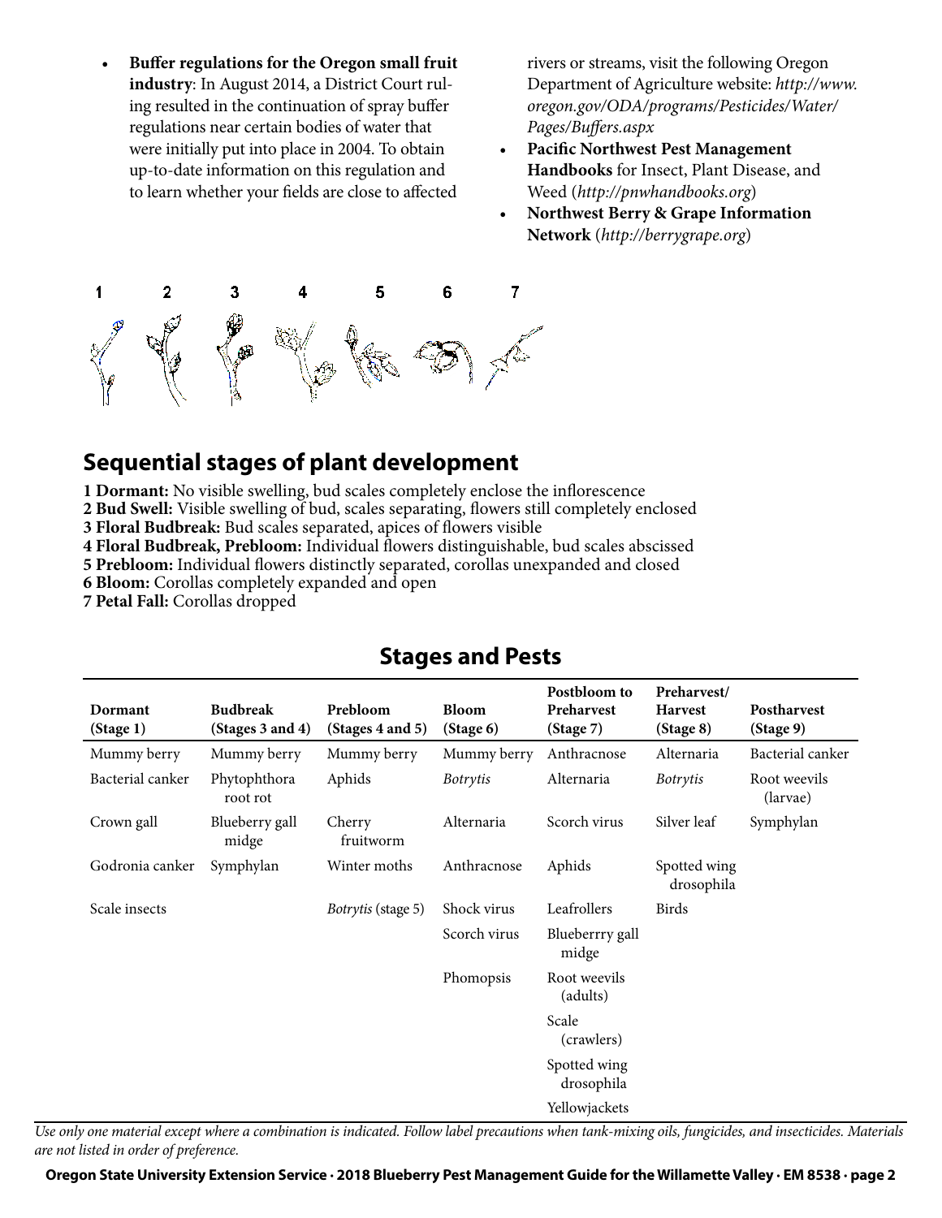- **Buffer regulations for the Oregon small fruit industry**: In August 2014, a District Court ruling resulted in the continuation of spray buffer regulations near certain bodies of water that were initially put into place in 2004. To obtain up-to-date information on this regulation and to learn whether your fields are close to affected rivers or streams, visit the following Oregon Department of Agriculture website: *http://www.oregon.gov/ODA/programs/Pesticides/Water/Pages/Buffers.aspx*
- **Pacific Northwest Pest Management Handbooks** for Insect, Plant Disease, and Weed (*http://pnwhandbooks.org*)
- **Northwest Berry & Grape Information Network** (*http://berrygrape.org*)

1 2 3 4 5 6 7

## Sequential stages of plant development

**1 Dormant:** No visible swelling, bud scales completely enclose the inflorescence
**2 Bud Swell:** Visible swelling of bud, scales separating, flowers still completely enclosed
**3 Floral Budbreak:** Bud scales separated, apices of flowers visible
**4 Floral Budbreak, Prebloom:** Individual flowers distinguishable, bud scales abscissed
**5 Prebloom:** Individual flowers distinctly separated, corollas unexpanded and closed
**6 Bloom:** Corollas completely expanded and open
**7 Petal Fall:** Corollas dropped

## Stages and Pests

| Dormant (Stage 1) | Budbreak (Stages 3 and 4) | Prebloom (Stages 4 and 5) | Bloom (Stage 6) | Postbloom to Preharvest (Stage 7) | Preharvest/ Harvest (Stage 8) | Postharvest (Stage 9) |
|---|---|---|---|---|---|---|
| Mummy berry | Mummy berry | Mummy berry | Mummy berry | Anthracnose | Alternaria | Bacterial canker |
| Bacterial canker | Phytophthora root rot | Aphids | *Botrytis* | Alternaria | *Botrytis* | Root weevils (larvae) |
| Crown gall | Blueberry gall midge | Cherry fruitworm | Alternaria | Scorch virus | Silver leaf | Symphylan |
| Godronia canker | Symphylan | Winter moths | Anthracnose | Aphids | Spotted wing drosophila | |
| Scale insects | | *Botrytis* (stage 5) | Shock virus | Leafrollers | Birds | |
| | | | Scorch virus | Blueberrry gall midge | | |
| | | | Phomopsis | Root weevils (adults) | | |
| | | | | Scale (crawlers) | | |
| | | | | Spotted wing drosophila | | |
| | | | | Yellowjackets | | |

*Use only one material except where a combination is indicated. Follow label precautions when tank-mixing oils, fungicides, and insecticides. Materials are not listed in order of preference.*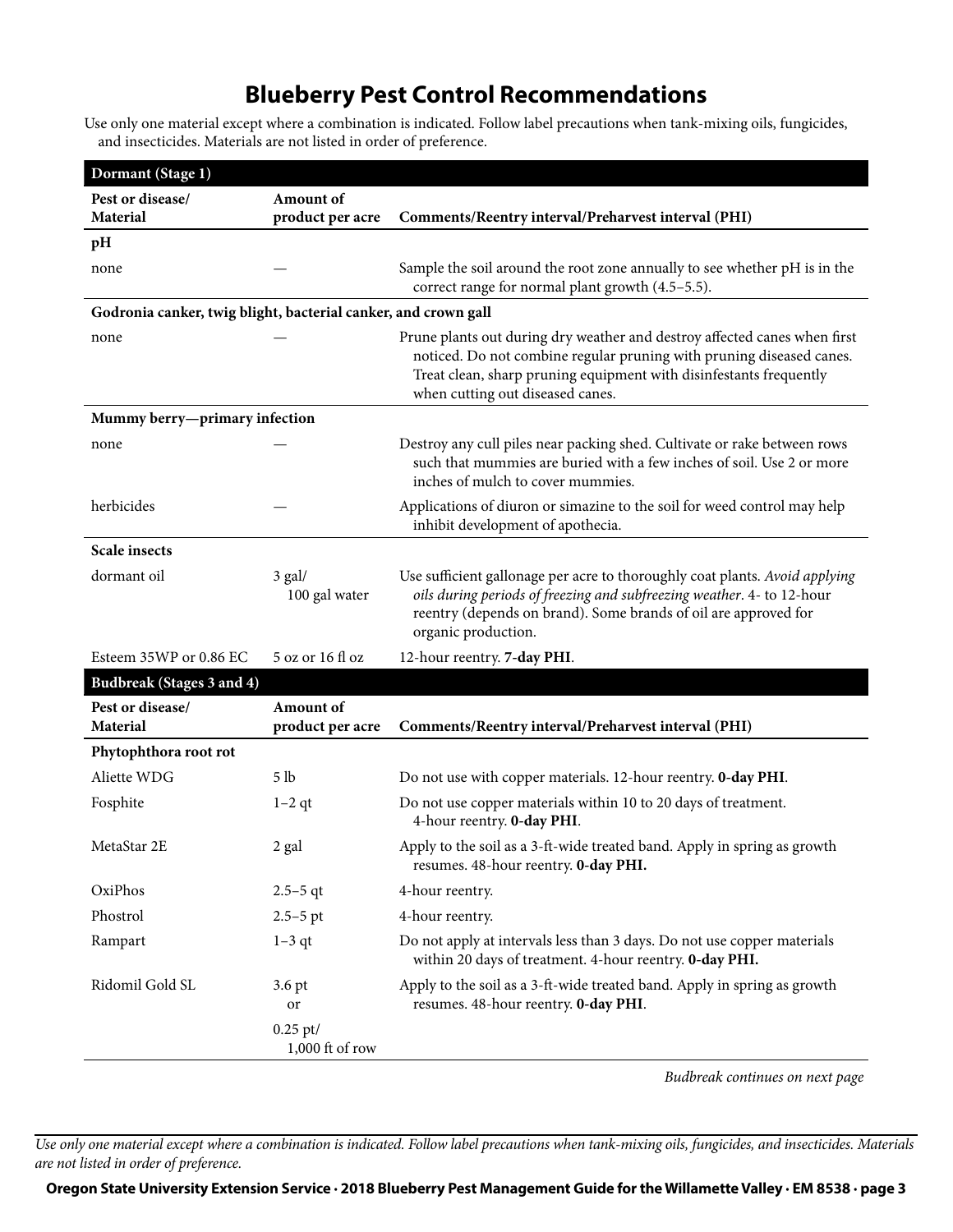# Blueberry Pest Control Recommendations

Use only one material except where a combination is indicated. Follow label precautions when tank-mixing oils, fungicides, and insecticides. Materials are not listed in order of preference.

## Dormant (Stage 1)

| Pest or disease/ Material | Amount of product per acre | Comments/Reentry interval/Preharvest interval (PHI) |
|---|---|---|
| **pH** | | |
| none | — | Sample the soil around the root zone annually to see whether pH is in the correct range for normal plant growth (4.5–5.5). |
| **Godronia canker, twig blight, bacterial canker, and crown gall** | | |
| none | — | Prune plants out during dry weather and destroy affected canes when first noticed. Do not combine regular pruning with pruning diseased canes. Treat clean, sharp pruning equipment with disinfestants frequently when cutting out diseased canes. |
| **Mummy berry—primary infection** | | |
| none | — | Destroy any cull piles near packing shed. Cultivate or rake between rows such that mummies are buried with a few inches of soil. Use 2 or more inches of mulch to cover mummies. |
| herbicides | — | Applications of diuron or simazine to the soil for weed control may help inhibit development of apothecia. |
| **Scale insects** | | |
| dormant oil | 3 gal/ 100 gal water | Use sufficient gallonage per acre to thoroughly coat plants. *Avoid applying oils during periods of freezing and subfreezing weather*. 4- to 12-hour reentry (depends on brand). Some brands of oil are approved for organic production. |
| Esteem 35WP or 0.86 EC | 5 oz or 16 fl oz | 12-hour reentry. **7-day PHI**. |

## Budbreak (Stages 3 and 4)

| Pest or disease/ Material | Amount of product per acre | Comments/Reentry interval/Preharvest interval (PHI) |
|---|---|---|
| **Phytophthora root rot** | | |
| Aliette WDG | 5 lb | Do not use with copper materials. 12-hour reentry. **0-day PHI**. |
| Fosphite | 1–2 qt | Do not use copper materials within 10 to 20 days of treatment. 4-hour reentry. **0-day PHI**. |
| MetaStar 2E | 2 gal | Apply to the soil as a 3-ft-wide treated band. Apply in spring as growth resumes. 48-hour reentry. **0-day PHI.** |
| OxiPhos | 2.5–5 qt | 4-hour reentry. |
| Phostrol | 2.5–5 pt | 4-hour reentry. |
| Rampart | 1–3 qt | Do not apply at intervals less than 3 days. Do not use copper materials within 20 days of treatment. 4-hour reentry. **0-day PHI.** |
| Ridomil Gold SL | 3.6 pt or 0.25 pt/ 1,000 ft of row | Apply to the soil as a 3-ft-wide treated band. Apply in spring as growth resumes. 48-hour reentry. **0-day PHI**. |

*Budbreak continues on next page*

*Use only one material except where a combination is indicated. Follow label precautions when tank-mixing oils, fungicides, and insecticides. Materials are not listed in order of preference.*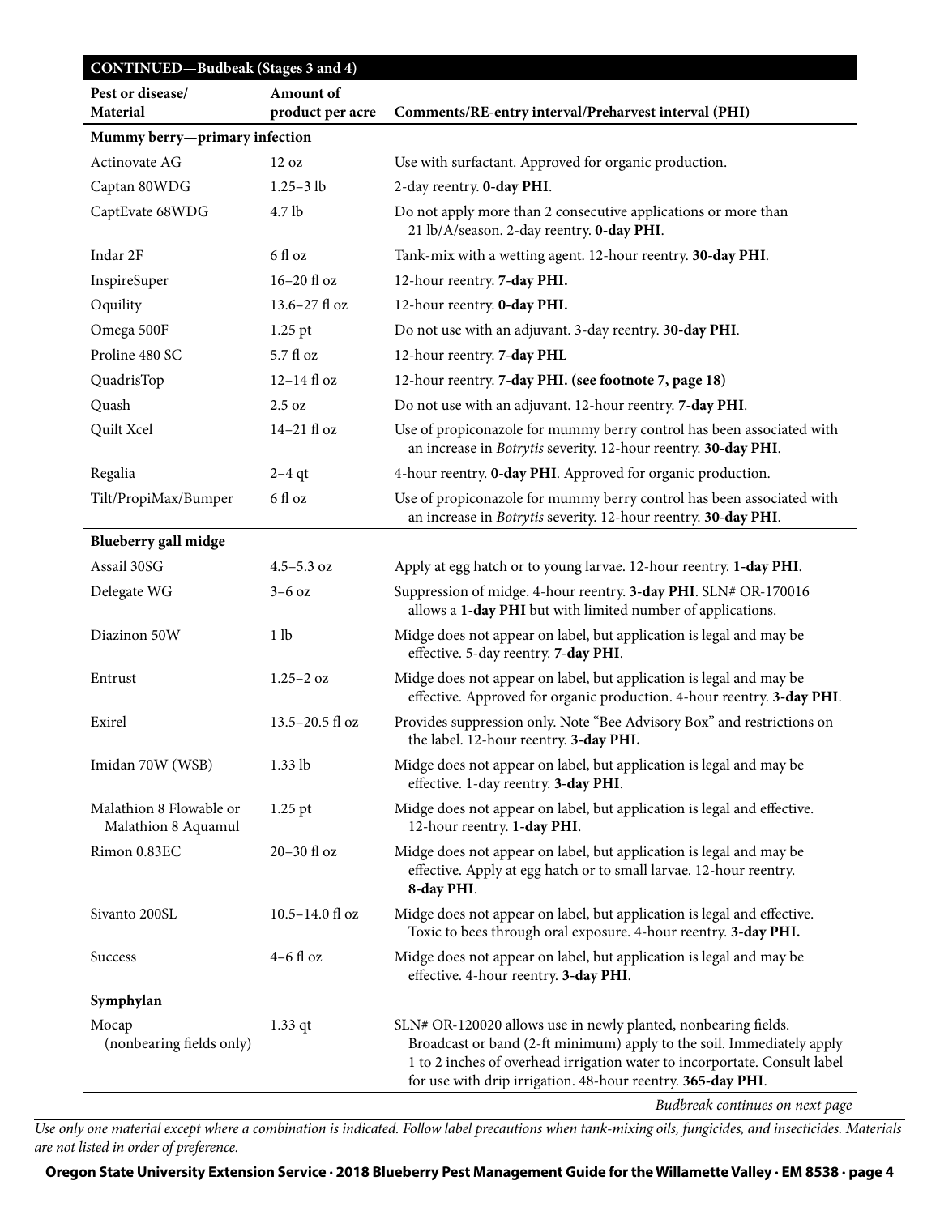| CONTINUED—Budbeak (Stages 3 and 4) | | |
|---|---|---|
| **Pest or disease/ Material** | **Amount of product per acre** | **Comments/RE-entry interval/Preharvest interval (PHI)** |
| **Mummy berry—primary infection** | | |
| Actinovate AG | 12 oz | Use with surfactant. Approved for organic production. |
| Captan 80WDG | 1.25–3 lb | 2-day reentry. **0-day PHI**. |
| CaptEvate 68WDG | 4.7 lb | Do not apply more than 2 consecutive applications or more than 21 lb/A/season. 2-day reentry. **0-day PHI**. |
| Indar 2F | 6 fl oz | Tank-mix with a wetting agent. 12-hour reentry. **30-day PHI**. |
| InspireSuper | 16–20 fl oz | 12-hour reentry. **7-day PHI.** |
| Oquility | 13.6–27 fl oz | 12-hour reentry. **0-day PHI.** |
| Omega 500F | 1.25 pt | Do not use with an adjuvant. 3-day reentry. **30-day PHI**. |
| Proline 480 SC | 5.7 fl oz | 12-hour reentry. **7-day PHL** |
| QuadrisTop | 12–14 fl oz | 12-hour reentry. **7-day PHI. (see footnote 7, page 18)** |
| Quash | 2.5 oz | Do not use with an adjuvant. 12-hour reentry. **7-day PHI**. |
| Quilt Xcel | 14–21 fl oz | Use of propiconazole for mummy berry control has been associated with an increase in *Botrytis* severity. 12-hour reentry. **30-day PHI**. |
| Regalia | 2–4 qt | 4-hour reentry. **0-day PHI**. Approved for organic production. |
| Tilt/PropiMax/Bumper | 6 fl oz | Use of propiconazole for mummy berry control has been associated with an increase in *Botrytis* severity. 12-hour reentry. **30-day PHI**. |
| **Blueberry gall midge** | | |
| Assail 30SG | 4.5–5.3 oz | Apply at egg hatch or to young larvae. 12-hour reentry. **1-day PHI**. |
| Delegate WG | 3–6 oz | Suppression of midge. 4-hour reentry. **3-day PHI**. SLN# OR-170016 allows a **1-day PHI** but with limited number of applications. |
| Diazinon 50W | 1 lb | Midge does not appear on label, but application is legal and may be effective. 5-day reentry. **7-day PHI**. |
| Entrust | 1.25–2 oz | Midge does not appear on label, but application is legal and may be effective. Approved for organic production. 4-hour reentry. **3-day PHI**. |
| Exirel | 13.5–20.5 fl oz | Provides suppression only. Note "Bee Advisory Box" and restrictions on the label. 12-hour reentry. **3-day PHI.** |
| Imidan 70W (WSB) | 1.33 lb | Midge does not appear on label, but application is legal and may be effective. 1-day reentry. **3-day PHI**. |
| Malathion 8 Flowable or Malathion 8 Aquamul | 1.25 pt | Midge does not appear on label, but application is legal and effective. 12-hour reentry. **1-day PHI**. |
| Rimon 0.83EC | 20–30 fl oz | Midge does not appear on label, but application is legal and may be effective. Apply at egg hatch or to small larvae. 12-hour reentry. **8-day PHI**. |
| Sivanto 200SL | 10.5–14.0 fl oz | Midge does not appear on label, but application is legal and effective. Toxic to bees through oral exposure. 4-hour reentry. **3-day PHI.** |
| Success | 4–6 fl oz | Midge does not appear on label, but application is legal and may be effective. 4-hour reentry. **3-day PHI**. |
| **Symphylan** | | |
| Mocap (nonbearing fields only) | 1.33 qt | SLN# OR-120020 allows use in newly planted, nonbearing fields. Broadcast or band (2-ft minimum) apply to the soil. Immediately apply 1 to 2 inches of overhead irrigation water to incorportate. Consult label for use with drip irrigation. 48-hour reentry. **365-day PHI**. |

*Budbreak continues on next page*

*Use only one material except where a combination is indicated. Follow label precautions when tank-mixing oils, fungicides, and insecticides. Materials are not listed in order of preference.*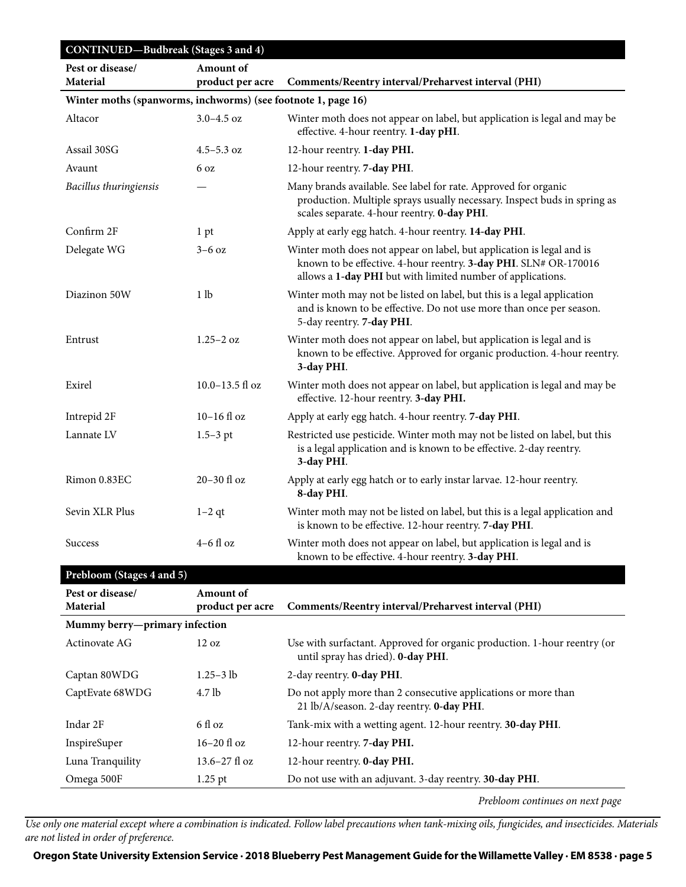## CONTINUED—Budbreak (Stages 3 and 4)

| Pest or disease/ Material | Amount of product per acre | Comments/Reentry interval/Preharvest interval (PHI) |
|---|---|---|
| **Winter moths (spanworms, inchworms) (see footnote 1, page 16)** | | |
| Altacor | 3.0–4.5 oz | Winter moth does not appear on label, but application is legal and may be effective. 4-hour reentry. **1-day pHI**. |
| Assail 30SG | 4.5–5.3 oz | 12-hour reentry. **1-day PHI.** |
| Avaunt | 6 oz | 12-hour reentry. **7-day PHI**. |
| *Bacillus thuringiensis* | — | Many brands available. See label for rate. Approved for organic production. Multiple sprays usually necessary. Inspect buds in spring as scales separate. 4-hour reentry. **0-day PHI**. |
| Confirm 2F | 1 pt | Apply at early egg hatch. 4-hour reentry. **14-day PHI**. |
| Delegate WG | 3–6 oz | Winter moth does not appear on label, but application is legal and is known to be effective. 4-hour reentry. **3-day PHI**. SLN# OR-170016 allows a **1-day PHI** but with limited number of applications. |
| Diazinon 50W | 1 lb | Winter moth may not be listed on label, but this is a legal application and is known to be effective. Do not use more than once per season. 5-day reentry. **7-day PHI**. |
| Entrust | 1.25–2 oz | Winter moth does not appear on label, but application is legal and is known to be effective. Approved for organic production. 4-hour reentry. **3-day PHI**. |
| Exirel | 10.0–13.5 fl oz | Winter moth does not appear on label, but application is legal and may be effective. 12-hour reentry. **3-day PHI.** |
| Intrepid 2F | 10–16 fl oz | Apply at early egg hatch. 4-hour reentry. **7-day PHI**. |
| Lannate LV | 1.5–3 pt | Restricted use pesticide. Winter moth may not be listed on label, but this is a legal application and is known to be effective. 2-day reentry. **3-day PHI**. |
| Rimon 0.83EC | 20–30 fl oz | Apply at early egg hatch or to early instar larvae. 12-hour reentry. **8-day PHI**. |
| Sevin XLR Plus | 1–2 qt | Winter moth may not be listed on label, but this is a legal application and is known to be effective. 12-hour reentry. **7-day PHI**. |
| Success | 4–6 fl oz | Winter moth does not appear on label, but application is legal and is known to be effective. 4-hour reentry. **3-day PHI**. |

## Prebloom (Stages 4 and 5)

| Pest or disease/ Material | Amount of product per acre | Comments/Reentry interval/Preharvest interval (PHI) |
|---|---|---|
| **Mummy berry—primary infection** | | |
| Actinovate AG | 12 oz | Use with surfactant. Approved for organic production. 1-hour reentry (or until spray has dried). **0-day PHI**. |
| Captan 80WDG | 1.25–3 lb | 2-day reentry. **0-day PHI**. |
| CaptEvate 68WDG | 4.7 lb | Do not apply more than 2 consecutive applications or more than 21 lb/A/season. 2-day reentry. **0-day PHI**. |
| Indar 2F | 6 fl oz | Tank-mix with a wetting agent. 12-hour reentry. **30-day PHI**. |
| InspireSuper | 16–20 fl oz | 12-hour reentry. **7-day PHI.** |
| Luna Tranquility | 13.6–27 fl oz | 12-hour reentry. **0-day PHI.** |
| Omega 500F | 1.25 pt | Do not use with an adjuvant. 3-day reentry. **30-day PHI**. |

*Prebloom continues on next page*

*Use only one material except where a combination is indicated. Follow label precautions when tank-mixing oils, fungicides, and insecticides. Materials are not listed in order of preference.*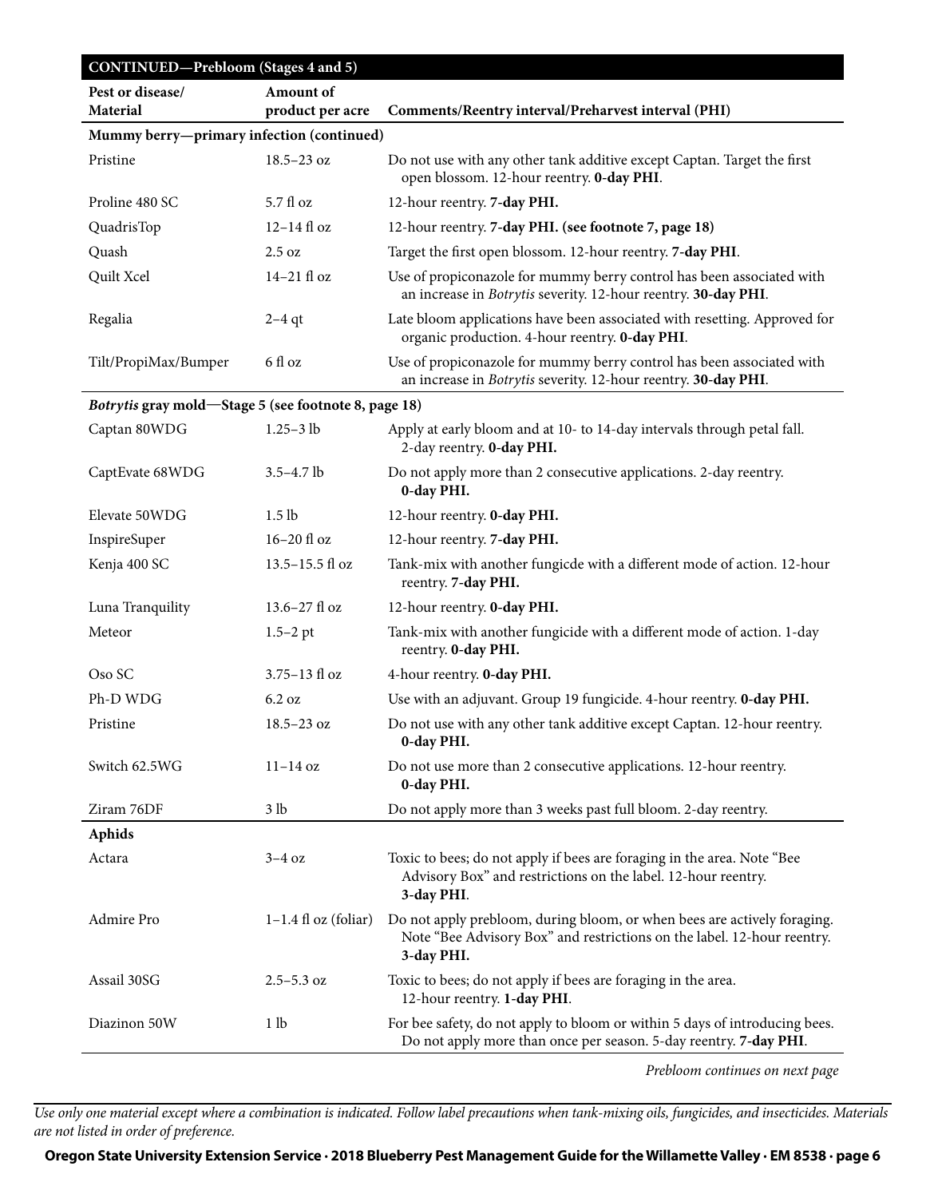| **CONTINUED—Prebloom (Stages 4 and 5)** | | |
|---|---|---|
| **Pest or disease/ Material** | **Amount of product per acre** | **Comments/Reentry interval/Preharvest interval (PHI)** |
| **Mummy berry—primary infection (continued)** | | |
| Pristine | 18.5–23 oz | Do not use with any other tank additive except Captan. Target the first open blossom. 12-hour reentry. **0-day PHI**. |
| Proline 480 SC | 5.7 fl oz | 12-hour reentry. **7-day PHI.** |
| QuadrisTop | 12–14 fl oz | 12-hour reentry. **7-day PHI. (see footnote 7, page 18)** |
| Quash | 2.5 oz | Target the first open blossom. 12-hour reentry. **7-day PHI**. |
| Quilt Xcel | 14–21 fl oz | Use of propiconazole for mummy berry control has been associated with an increase in *Botrytis* severity. 12-hour reentry. **30-day PHI**. |
| Regalia | 2–4 qt | Late bloom applications have been associated with resetting. Approved for organic production. 4-hour reentry. **0-day PHI**. |
| Tilt/PropiMax/Bumper | 6 fl oz | Use of propiconazole for mummy berry control has been associated with an increase in *Botrytis* severity. 12-hour reentry. **30-day PHI**. |
| ***Botrytis* gray mold—Stage 5 (see footnote 8, page 18)** | | |
| Captan 80WDG | 1.25–3 lb | Apply at early bloom and at 10- to 14-day intervals through petal fall. 2-day reentry. **0-day PHI.** |
| CaptEvate 68WDG | 3.5–4.7 lb | Do not apply more than 2 consecutive applications. 2-day reentry. **0-day PHI.** |
| Elevate 50WDG | 1.5 lb | 12-hour reentry. **0-day PHI.** |
| InspireSuper | 16–20 fl oz | 12-hour reentry. **7-day PHI.** |
| Kenja 400 SC | 13.5–15.5 fl oz | Tank-mix with another fungicde with a different mode of action. 12-hour reentry. **7-day PHI.** |
| Luna Tranquility | 13.6–27 fl oz | 12-hour reentry. **0-day PHI.** |
| Meteor | 1.5–2 pt | Tank-mix with another fungicide with a different mode of action. 1-day reentry. **0-day PHI.** |
| Oso SC | 3.75–13 fl oz | 4-hour reentry. **0-day PHI.** |
| Ph-D WDG | 6.2 oz | Use with an adjuvant. Group 19 fungicide. 4-hour reentry. **0-day PHI.** |
| Pristine | 18.5–23 oz | Do not use with any other tank additive except Captan. 12-hour reentry. **0-day PHI.** |
| Switch 62.5WG | 11–14 oz | Do not use more than 2 consecutive applications. 12-hour reentry. **0-day PHI.** |
| Ziram 76DF | 3 lb | Do not apply more than 3 weeks past full bloom. 2-day reentry. |
| **Aphids** | | |
| Actara | 3–4 oz | Toxic to bees; do not apply if bees are foraging in the area. Note "Bee Advisory Box" and restrictions on the label. 12-hour reentry. **3-day PHI**. |
| Admire Pro | 1–1.4 fl oz (foliar) | Do not apply prebloom, during bloom, or when bees are actively foraging. Note "Bee Advisory Box" and restrictions on the label. 12-hour reentry. **3-day PHI**. |
| Assail 30SG | 2.5–5.3 oz | Toxic to bees; do not apply if bees are foraging in the area. 12-hour reentry. **1-day PHI**. |
| Diazinon 50W | 1 lb | For bee safety, do not apply to bloom or within 5 days of introducing bees. Do not apply more than once per season. 5-day reentry. **7-day PHI**. |

*Prebloom continues on next page*

*Use only one material except where a combination is indicated. Follow label precautions when tank-mixing oils, fungicides, and insecticides. Materials are not listed in order of preference.*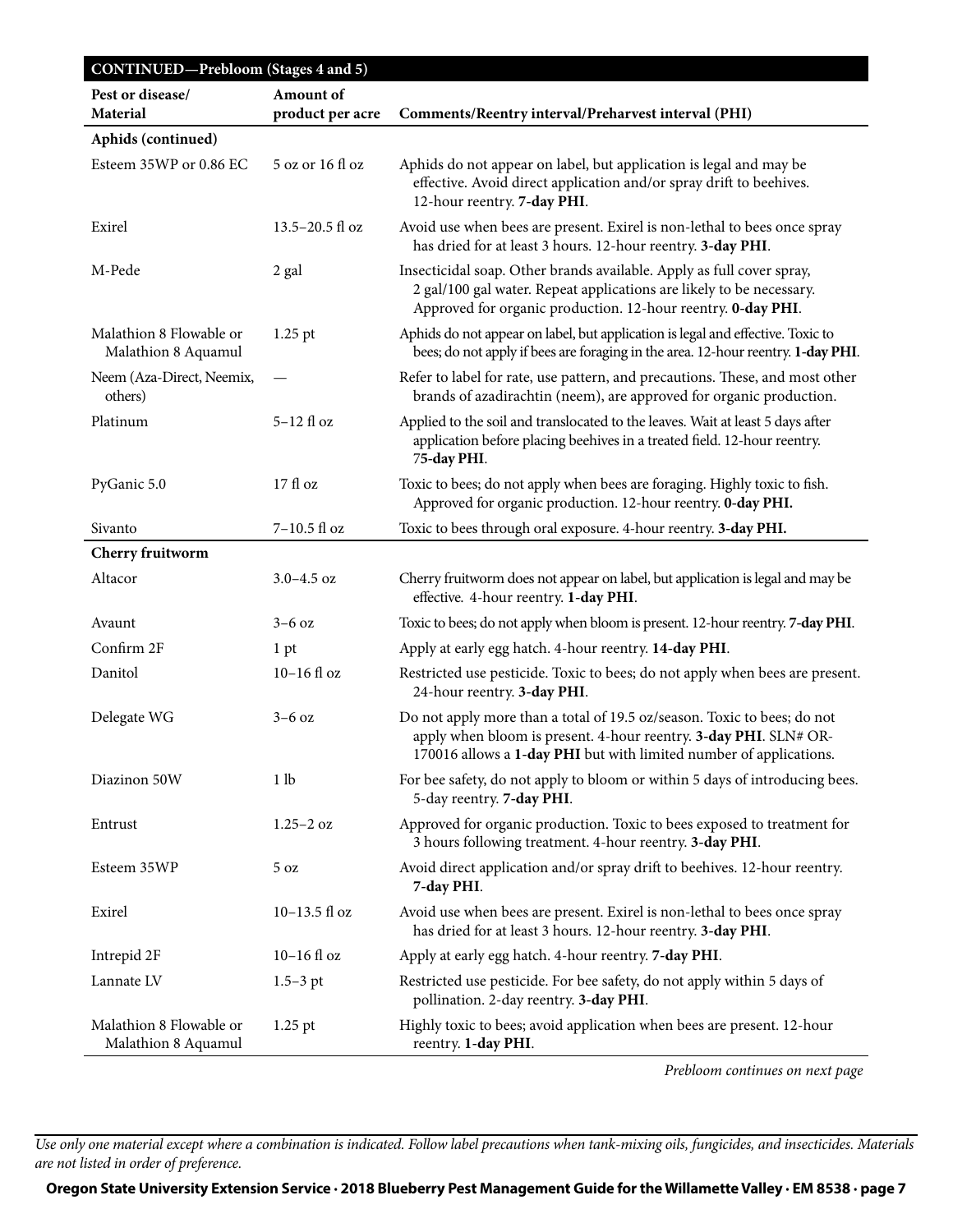| **CONTINUED—Prebloom (Stages 4 and 5)** | | |
|---|---|---|
| **Pest or disease/ Material** | **Amount of product per acre** | **Comments/Reentry interval/Preharvest interval (PHI)** |
| **Aphids (continued)** | | |
| Esteem 35WP or 0.86 EC | 5 oz or 16 fl oz | Aphids do not appear on label, but application is legal and may be effective. Avoid direct application and/or spray drift to beehives. 12-hour reentry. **7-day PHI**. |
| Exirel | 13.5–20.5 fl oz | Avoid use when bees are present. Exirel is non-lethal to bees once spray has dried for at least 3 hours. 12-hour reentry. **3-day PHI**. |
| M-Pede | 2 gal | Insecticidal soap. Other brands available. Apply as full cover spray, 2 gal/100 gal water. Repeat applications are likely to be necessary. Approved for organic production. 12-hour reentry. **0-day PHI**. |
| Malathion 8 Flowable or Malathion 8 Aquamul | 1.25 pt | Aphids do not appear on label, but application is legal and effective. Toxic to bees; do not apply if bees are foraging in the area. 12-hour reentry. **1-day PHI**. |
| Neem (Aza-Direct, Neemix, others) | — | Refer to label for rate, use pattern, and precautions. These, and most other brands of azadirachtin (neem), are approved for organic production. |
| Platinum | 5–12 fl oz | Applied to the soil and translocated to the leaves. Wait at least 5 days after application before placing beehives in a treated field. 12-hour reentry. **75-day PHI**. |
| PyGanic 5.0 | 17 fl oz | Toxic to bees; do not apply when bees are foraging. Highly toxic to fish. Approved for organic production. 12-hour reentry. **0-day PHI.** |
| Sivanto | 7–10.5 fl oz | Toxic to bees through oral exposure. 4-hour reentry. **3-day PHI.** |
| **Cherry fruitworm** | | |
| Altacor | 3.0–4.5 oz | Cherry fruitworm does not appear on label, but application is legal and may be effective. 4-hour reentry. **1-day PHI**. |
| Avaunt | 3–6 oz | Toxic to bees; do not apply when bloom is present. 12-hour reentry. **7-day PHI**. |
| Confirm 2F | 1 pt | Apply at early egg hatch. 4-hour reentry. **14-day PHI**. |
| Danitol | 10–16 fl oz | Restricted use pesticide. Toxic to bees; do not apply when bees are present. 24-hour reentry. **3-day PHI**. |
| Delegate WG | 3–6 oz | Do not apply more than a total of 19.5 oz/season. Toxic to bees; do not apply when bloom is present. 4-hour reentry. **3-day PHI**. SLN# OR-170016 allows a **1-day PHI** but with limited number of applications. |
| Diazinon 50W | 1 lb | For bee safety, do not apply to bloom or within 5 days of introducing bees. 5-day reentry. **7-day PHI**. |
| Entrust | 1.25–2 oz | Approved for organic production. Toxic to bees exposed to treatment for 3 hours following treatment. 4-hour reentry. **3-day PHI**. |
| Esteem 35WP | 5 oz | Avoid direct application and/or spray drift to beehives. 12-hour reentry. **7-day PHI**. |
| Exirel | 10–13.5 fl oz | Avoid use when bees are present. Exirel is non-lethal to bees once spray has dried for at least 3 hours. 12-hour reentry. **3-day PHI**. |
| Intrepid 2F | 10–16 fl oz | Apply at early egg hatch. 4-hour reentry. **7-day PHI**. |
| Lannate LV | 1.5–3 pt | Restricted use pesticide. For bee safety, do not apply within 5 days of pollination. 2-day reentry. **3-day PHI**. |
| Malathion 8 Flowable or Malathion 8 Aquamul | 1.25 pt | Highly toxic to bees; avoid application when bees are present. 12-hour reentry. **1-day PHI**. |

*Prebloom continues on next page*

*Use only one material except where a combination is indicated. Follow label precautions when tank-mixing oils, fungicides, and insecticides. Materials are not listed in order of preference.*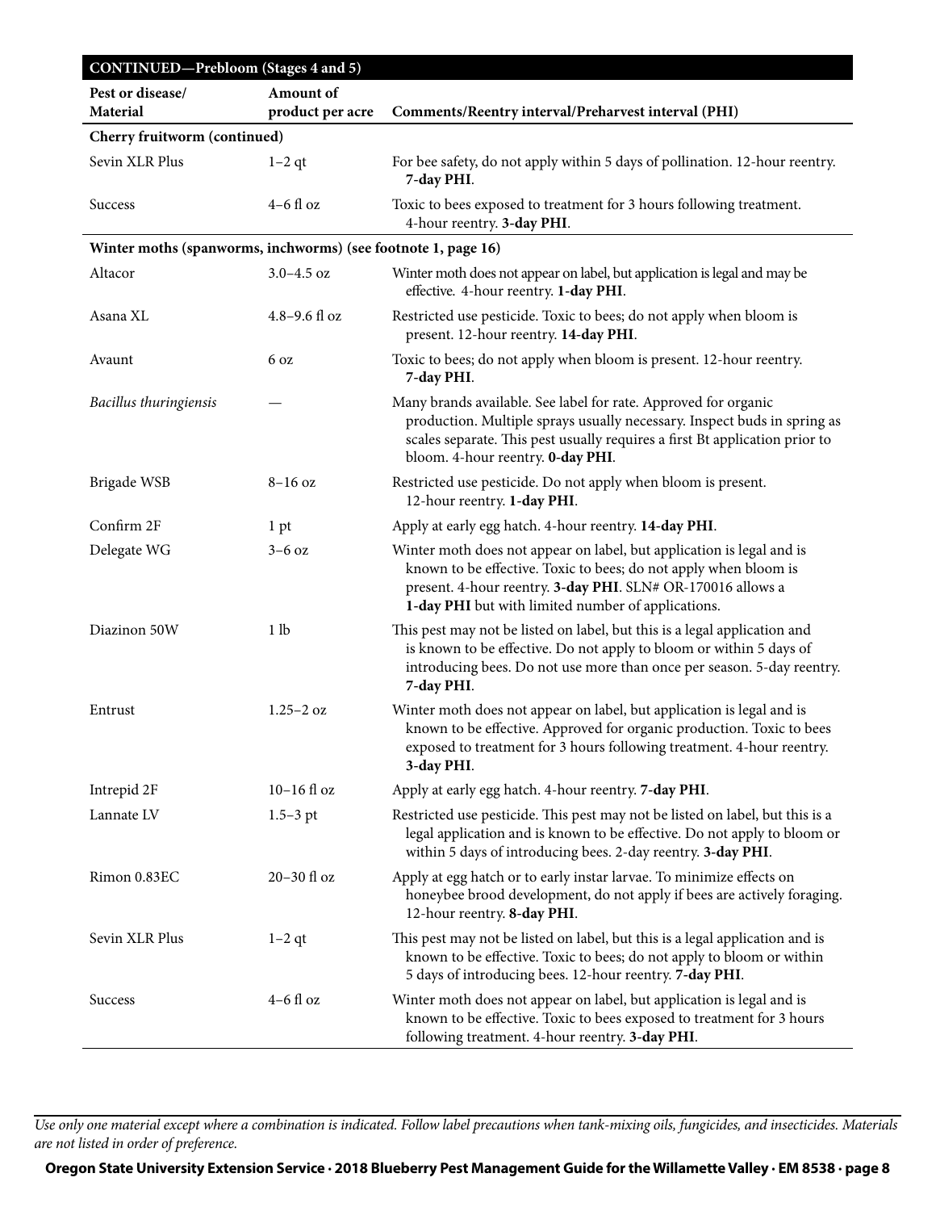| CONTINUED—Prebloom (Stages 4 and 5) | | |
|---|---|---|
| **Pest or disease/ Material** | **Amount of product per acre** | **Comments/Reentry interval/Preharvest interval (PHI)** |
| **Cherry fruitworm (continued)** | | |
| Sevin XLR Plus | 1–2 qt | For bee safety, do not apply within 5 days of pollination. 12-hour reentry. **7-day PHI**. |
| Success | 4–6 fl oz | Toxic to bees exposed to treatment for 3 hours following treatment. 4-hour reentry. **3-day PHI**. |
| **Winter moths (spanworms, inchworms) (see footnote 1, page 16)** | | |
| Altacor | 3.0–4.5 oz | Winter moth does not appear on label, but application is legal and may be effective. 4-hour reentry. **1-day PHI**. |
| Asana XL | 4.8–9.6 fl oz | Restricted use pesticide. Toxic to bees; do not apply when bloom is present. 12-hour reentry. **14-day PHI**. |
| Avaunt | 6 oz | Toxic to bees; do not apply when bloom is present. 12-hour reentry. **7-day PHI**. |
| *Bacillus thuringiensis* | — | Many brands available. See label for rate. Approved for organic production. Multiple sprays usually necessary. Inspect buds in spring as scales separate. This pest usually requires a first Bt application prior to bloom. 4-hour reentry. **0-day PHI**. |
| Brigade WSB | 8–16 oz | Restricted use pesticide. Do not apply when bloom is present. 12-hour reentry. **1-day PHI**. |
| Confirm 2F | 1 pt | Apply at early egg hatch. 4-hour reentry. **14-day PHI**. |
| Delegate WG | 3–6 oz | Winter moth does not appear on label, but application is legal and is known to be effective. Toxic to bees; do not apply when bloom is present. 4-hour reentry. **3-day PHI**. SLN# OR-170016 allows a **1-day PHI** but with limited number of applications. |
| Diazinon 50W | 1 lb | This pest may not be listed on label, but this is a legal application and is known to be effective. Do not apply to bloom or within 5 days of introducing bees. Do not use more than once per season. 5-day reentry. **7-day PHI**. |
| Entrust | 1.25–2 oz | Winter moth does not appear on label, but application is legal and is known to be effective. Approved for organic production. Toxic to bees exposed to treatment for 3 hours following treatment. 4-hour reentry. **3-day PHI**. |
| Intrepid 2F | 10–16 fl oz | Apply at early egg hatch. 4-hour reentry. **7-day PHI**. |
| Lannate LV | 1.5–3 pt | Restricted use pesticide. This pest may not be listed on label, but this is a legal application and is known to be effective. Do not apply to bloom or within 5 days of introducing bees. 2-day reentry. **3-day PHI**. |
| Rimon 0.83EC | 20–30 fl oz | Apply at egg hatch or to early instar larvae. To minimize effects on honeybee brood development, do not apply if bees are actively foraging. 12-hour reentry. **8-day PHI**. |
| Sevin XLR Plus | 1–2 qt | This pest may not be listed on label, but this is a legal application and is known to be effective. Toxic to bees; do not apply to bloom or within 5 days of introducing bees. 12-hour reentry. **7-day PHI**. |
| Success | 4–6 fl oz | Winter moth does not appear on label, but application is legal and is known to be effective. Toxic to bees exposed to treatment for 3 hours following treatment. 4-hour reentry. **3-day PHI**. |

*Use only one material except where a combination is indicated. Follow label precautions when tank-mixing oils, fungicides, and insecticides. Materials are not listed in order of preference.*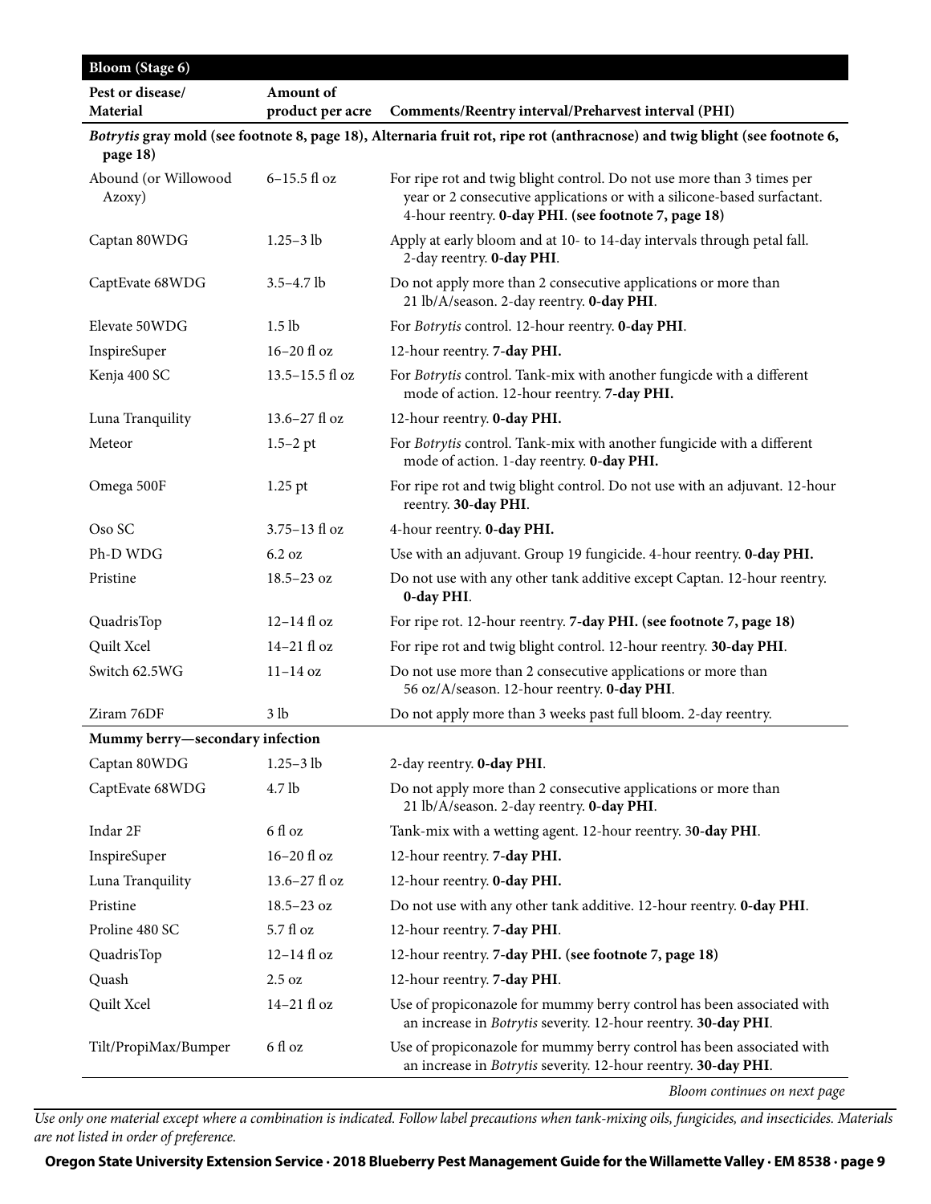| Bloom (Stage 6) | | |
|---|---|---|
| **Pest or disease/ Material** | **Amount of product per acre** | **Comments/Reentry interval/Preharvest interval (PHI)** |
| ***Botrytis* gray mold (see footnote 8, page 18), Alternaria fruit rot, ripe rot (anthracnose) and twig blight (see footnote 6, page 18)** | | |
| Abound (or Willowood Azoxy) | 6–15.5 fl oz | For ripe rot and twig blight control. Do not use more than 3 times per year or 2 consecutive applications or with a silicone-based surfactant. 4-hour reentry. **0-day PHI**. **(see footnote 7, page 18)** |
| Captan 80WDG | 1.25–3 lb | Apply at early bloom and at 10- to 14-day intervals through petal fall. 2-day reentry. **0-day PHI**. |
| CaptEvate 68WDG | 3.5–4.7 lb | Do not apply more than 2 consecutive applications or more than 21 lb/A/season. 2-day reentry. **0-day PHI**. |
| Elevate 50WDG | 1.5 lb | For *Botrytis* control. 12-hour reentry. **0-day PHI**. |
| InspireSuper | 16–20 fl oz | 12-hour reentry. **7-day PHI.** |
| Kenja 400 SC | 13.5–15.5 fl oz | For *Botrytis* control. Tank-mix with another fungicde with a different mode of action. 12-hour reentry. **7-day PHI.** |
| Luna Tranquility | 13.6–27 fl oz | 12-hour reentry. **0-day PHI.** |
| Meteor | 1.5–2 pt | For *Botrytis* control. Tank-mix with another fungicide with a different mode of action. 1-day reentry. **0-day PHI.** |
| Omega 500F | 1.25 pt | For ripe rot and twig blight control. Do not use with an adjuvant. 12-hour reentry. **30-day PHI**. |
| Oso SC | 3.75–13 fl oz | 4-hour reentry. **0-day PHI.** |
| Ph-D WDG | 6.2 oz | Use with an adjuvant. Group 19 fungicide. 4-hour reentry. **0-day PHI.** |
| Pristine | 18.5–23 oz | Do not use with any other tank additive except Captan. 12-hour reentry. **0-day PHI**. |
| QuadrisTop | 12–14 fl oz | For ripe rot. 12-hour reentry. **7-day PHI. (see footnote 7, page 18)** |
| Quilt Xcel | 14–21 fl oz | For ripe rot and twig blight control. 12-hour reentry. **30-day PHI**. |
| Switch 62.5WG | 11–14 oz | Do not use more than 2 consecutive applications or more than 56 oz/A/season. 12-hour reentry. **0-day PHI**. |
| Ziram 76DF | 3 lb | Do not apply more than 3 weeks past full bloom. 2-day reentry. |
| **Mummy berry—secondary infection** | | |
| Captan 80WDG | 1.25–3 lb | 2-day reentry. **0-day PHI**. |
| CaptEvate 68WDG | 4.7 lb | Do not apply more than 2 consecutive applications or more than 21 lb/A/season. 2-day reentry. **0-day PHI**. |
| Indar 2F | 6 fl oz | Tank-mix with a wetting agent. 12-hour reentry. 3**0-day PHI**. |
| InspireSuper | 16–20 fl oz | 12-hour reentry. **7-day PHI.** |
| Luna Tranquility | 13.6–27 fl oz | 12-hour reentry. **0-day PHI.** |
| Pristine | 18.5–23 oz | Do not use with any other tank additive. 12-hour reentry. **0-day PHI**. |
| Proline 480 SC | 5.7 fl oz | 12-hour reentry. **7-day PHI**. |
| QuadrisTop | 12–14 fl oz | 12-hour reentry. **7-day PHI. (see footnote 7, page 18)** |
| Quash | 2.5 oz | 12-hour reentry. **7-day PHI**. |
| Quilt Xcel | 14–21 fl oz | Use of propiconazole for mummy berry control has been associated with an increase in *Botrytis* severity. 12-hour reentry. **30-day PHI**. |
| Tilt/PropiMax/Bumper | 6 fl oz | Use of propiconazole for mummy berry control has been associated with an increase in *Botrytis* severity. 12-hour reentry. **30-day PHI**. |

*Bloom continues on next page*

*Use only one material except where a combination is indicated. Follow label precautions when tank-mixing oils, fungicides, and insecticides. Materials are not listed in order of preference.*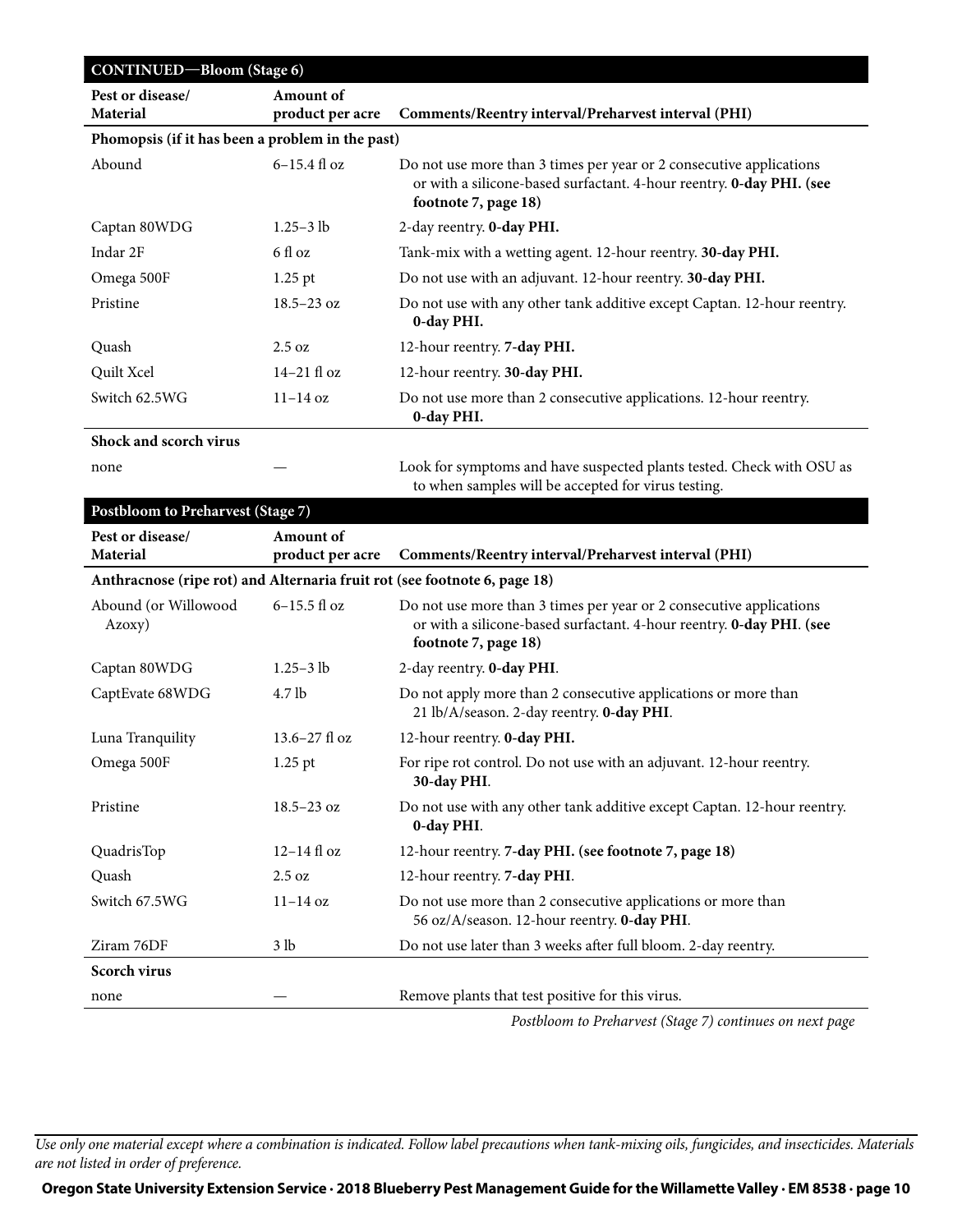## CONTINUED—Bloom (Stage 6)

| Pest or disease/ Material | Amount of product per acre | Comments/Reentry interval/Preharvest interval (PHI) |
|---|---|---|
| **Phomopsis (if it has been a problem in the past)** | | |
| Abound | 6–15.4 fl oz | Do not use more than 3 times per year or 2 consecutive applications or with a silicone-based surfactant. 4-hour reentry. **0-day PHI. (see footnote 7, page 18)** |
| Captan 80WDG | 1.25–3 lb | 2-day reentry. **0-day PHI.** |
| Indar 2F | 6 fl oz | Tank-mix with a wetting agent. 12-hour reentry. **30-day PHI.** |
| Omega 500F | 1.25 pt | Do not use with an adjuvant. 12-hour reentry. **30-day PHI.** |
| Pristine | 18.5–23 oz | Do not use with any other tank additive except Captan. 12-hour reentry. **0-day PHI.** |
| Quash | 2.5 oz | 12-hour reentry. **7-day PHI.** |
| Quilt Xcel | 14–21 fl oz | 12-hour reentry. **30-day PHI.** |
| Switch 62.5WG | 11–14 oz | Do not use more than 2 consecutive applications. 12-hour reentry. **0-day PHI.** |
| **Shock and scorch virus** | | |
| none | — | Look for symptoms and have suspected plants tested. Check with OSU as to when samples will be accepted for virus testing. |

## Postbloom to Preharvest (Stage 7)

| Pest or disease/ Material | Amount of product per acre | Comments/Reentry interval/Preharvest interval (PHI) |
|---|---|---|
| **Anthracnose (ripe rot) and Alternaria fruit rot (see footnote 6, page 18)** | | |
| Abound (or Willowood Azoxy) | 6–15.5 fl oz | Do not use more than 3 times per year or 2 consecutive applications or with a silicone-based surfactant. 4-hour reentry. **0-day PHI**. **(see footnote 7, page 18)** |
| Captan 80WDG | 1.25–3 lb | 2-day reentry. **0-day PHI**. |
| CaptEvate 68WDG | 4.7 lb | Do not apply more than 2 consecutive applications or more than 21 lb/A/season. 2-day reentry. **0-day PHI**. |
| Luna Tranquility | 13.6–27 fl oz | 12-hour reentry. **0-day PHI.** |
| Omega 500F | 1.25 pt | For ripe rot control. Do not use with an adjuvant. 12-hour reentry. **30-day PHI**. |
| Pristine | 18.5–23 oz | Do not use with any other tank additive except Captan. 12-hour reentry. **0-day PHI**. |
| QuadrisTop | 12–14 fl oz | 12-hour reentry. **7-day PHI. (see footnote 7, page 18)** |
| Quash | 2.5 oz | 12-hour reentry. **7-day PHI**. |
| Switch 67.5WG | 11–14 oz | Do not use more than 2 consecutive applications or more than 56 oz/A/season. 12-hour reentry. **0-day PHI**. |
| Ziram 76DF | 3 lb | Do not use later than 3 weeks after full bloom. 2-day reentry. |
| **Scorch virus** | | |
| none | — | Remove plants that test positive for this virus. |

*Postbloom to Preharvest (Stage 7) continues on next page*

*Use only one material except where a combination is indicated. Follow label precautions when tank-mixing oils, fungicides, and insecticides. Materials are not listed in order of preference.*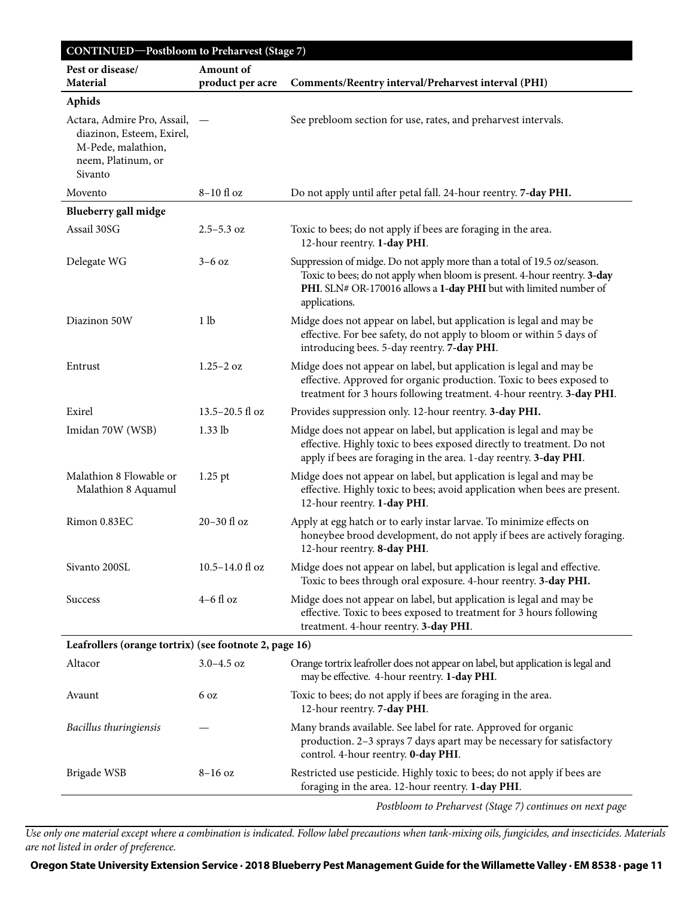| CONTINUED—Postbloom to Preharvest (Stage 7) | | |
|---|---|---|
| **Pest or disease/ Material** | **Amount of product per acre** | **Comments/Reentry interval/Preharvest interval (PHI)** |
| **Aphids** | | |
| Actara, Admire Pro, Assail, diazinon, Esteem, Exirel, M-Pede, malathion, neem, Platinum, or Sivanto | — | See prebloom section for use, rates, and preharvest intervals. |
| Movento | 8–10 fl oz | Do not apply until after petal fall. 24-hour reentry. **7-day PHI.** |
| **Blueberry gall midge** | | |
| Assail 30SG | 2.5–5.3 oz | Toxic to bees; do not apply if bees are foraging in the area. 12-hour reentry. **1-day PHI**. |
| Delegate WG | 3–6 oz | Suppression of midge. Do not apply more than a total of 19.5 oz/season. Toxic to bees; do not apply when bloom is present. 4-hour reentry. **3-day PHI**. SLN# OR-170016 allows a **1-day PHI** but with limited number of applications. |
| Diazinon 50W | 1 lb | Midge does not appear on label, but application is legal and may be effective. For bee safety, do not apply to bloom or within 5 days of introducing bees. 5-day reentry. **7-day PHI**. |
| Entrust | 1.25–2 oz | Midge does not appear on label, but application is legal and may be effective. Approved for organic production. Toxic to bees exposed to treatment for 3 hours following treatment. 4-hour reentry. **3-day PHI**. |
| Exirel | 13.5–20.5 fl oz | Provides suppression only. 12-hour reentry. **3-day PHI.** |
| Imidan 70W (WSB) | 1.33 lb | Midge does not appear on label, but application is legal and may be effective. Highly toxic to bees exposed directly to treatment. Do not apply if bees are foraging in the area. 1-day reentry. **3-day PHI**. |
| Malathion 8 Flowable or Malathion 8 Aquamul | 1.25 pt | Midge does not appear on label, but application is legal and may be effective. Highly toxic to bees; avoid application when bees are present. 12-hour reentry. **1-day PHI**. |
| Rimon 0.83EC | 20–30 fl oz | Apply at egg hatch or to early instar larvae. To minimize effects on honeybee brood development, do not apply if bees are actively foraging. 12-hour reentry. **8-day PHI**. |
| Sivanto 200SL | 10.5–14.0 fl oz | Midge does not appear on label, but application is legal and effective. Toxic to bees through oral exposure. 4-hour reentry. **3-day PHI.** |
| Success | 4–6 fl oz | Midge does not appear on label, but application is legal and may be effective. Toxic to bees exposed to treatment for 3 hours following treatment. 4-hour reentry. **3-day PHI**. |
| **Leafrollers (orange tortrix) (see footnote 2, page 16)** | | |
| Altacor | 3.0–4.5 oz | Orange tortrix leafroller does not appear on label, but application is legal and may be effective. 4-hour reentry. **1-day PHI**. |
| Avaunt | 6 oz | Toxic to bees; do not apply if bees are foraging in the area. 12-hour reentry. **7-day PHI**. |
| *Bacillus thuringiensis* | — | Many brands available. See label for rate. Approved for organic production. 2–3 sprays 7 days apart may be necessary for satisfactory control. 4-hour reentry. **0-day PHI**. |
| Brigade WSB | 8–16 oz | Restricted use pesticide. Highly toxic to bees; do not apply if bees are foraging in the area. 12-hour reentry. **1-day PHI**. |

*Postbloom to Preharvest (Stage 7) continues on next page*

*Use only one material except where a combination is indicated. Follow label precautions when tank-mixing oils, fungicides, and insecticides. Materials are not listed in order of preference.*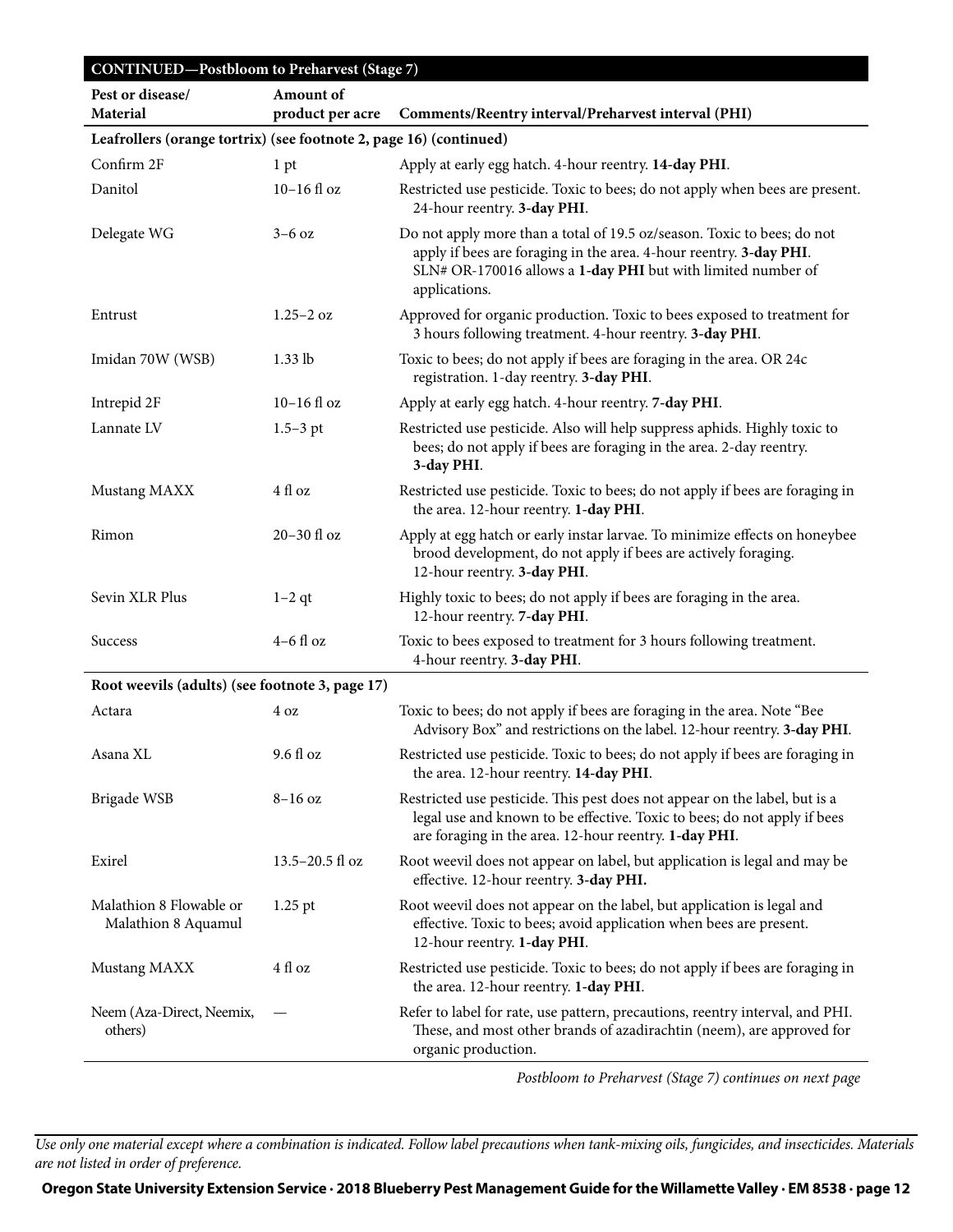| CONTINUED—Postbloom to Preharvest (Stage 7) | | |
|---|---|---|
| **Pest or disease/ Material** | **Amount of product per acre** | **Comments/Reentry interval/Preharvest interval (PHI)** |
| **Leafrollers (orange tortrix) (see footnote 2, page 16) (continued)** | | |
| Confirm 2F | 1 pt | Apply at early egg hatch. 4-hour reentry. **14-day PHI**. |
| Danitol | 10–16 fl oz | Restricted use pesticide. Toxic to bees; do not apply when bees are present. 24-hour reentry. **3-day PHI**. |
| Delegate WG | 3–6 oz | Do not apply more than a total of 19.5 oz/season. Toxic to bees; do not apply if bees are foraging in the area. 4-hour reentry. **3-day PHI**. SLN# OR-170016 allows a **1-day PHI** but with limited number of applications. |
| Entrust | 1.25–2 oz | Approved for organic production. Toxic to bees exposed to treatment for 3 hours following treatment. 4-hour reentry. **3-day PHI**. |
| Imidan 70W (WSB) | 1.33 lb | Toxic to bees; do not apply if bees are foraging in the area. OR 24c registration. 1-day reentry. **3-day PHI**. |
| Intrepid 2F | 10–16 fl oz | Apply at early egg hatch. 4-hour reentry. **7-day PHI**. |
| Lannate LV | 1.5–3 pt | Restricted use pesticide. Also will help suppress aphids. Highly toxic to bees; do not apply if bees are foraging in the area. 2-day reentry. **3-day PHI**. |
| Mustang MAXX | 4 fl oz | Restricted use pesticide. Toxic to bees; do not apply if bees are foraging in the area. 12-hour reentry. **1-day PHI**. |
| Rimon | 20–30 fl oz | Apply at egg hatch or early instar larvae. To minimize effects on honeybee brood development, do not apply if bees are actively foraging. 12-hour reentry. **3-day PHI**. |
| Sevin XLR Plus | 1–2 qt | Highly toxic to bees; do not apply if bees are foraging in the area. 12-hour reentry. **7-day PHI**. |
| Success | 4–6 fl oz | Toxic to bees exposed to treatment for 3 hours following treatment. 4-hour reentry. **3-day PHI**. |
| **Root weevils (adults) (see footnote 3, page 17)** | | |
| Actara | 4 oz | Toxic to bees; do not apply if bees are foraging in the area. Note "Bee Advisory Box" and restrictions on the label. 12-hour reentry. **3-day PHI**. |
| Asana XL | 9.6 fl oz | Restricted use pesticide. Toxic to bees; do not apply if bees are foraging in the area. 12-hour reentry. **14-day PHI**. |
| Brigade WSB | 8–16 oz | Restricted use pesticide. This pest does not appear on the label, but is a legal use and known to be effective. Toxic to bees; do not apply if bees are foraging in the area. 12-hour reentry. **1-day PHI**. |
| Exirel | 13.5–20.5 fl oz | Root weevil does not appear on label, but application is legal and may be effective. 12-hour reentry. **3-day PHI.** |
| Malathion 8 Flowable or Malathion 8 Aquamul | 1.25 pt | Root weevil does not appear on the label, but application is legal and effective. Toxic to bees; avoid application when bees are present. 12-hour reentry. **1-day PHI**. |
| Mustang MAXX | 4 fl oz | Restricted use pesticide. Toxic to bees; do not apply if bees are foraging in the area. 12-hour reentry. **1-day PHI**. |
| Neem (Aza-Direct, Neemix, others) | — | Refer to label for rate, use pattern, precautions, reentry interval, and PHI. These, and most other brands of azadirachtin (neem), are approved for organic production. |

*Postbloom to Preharvest (Stage 7) continues on next page*

*Use only one material except where a combination is indicated. Follow label precautions when tank-mixing oils, fungicides, and insecticides. Materials are not listed in order of preference.*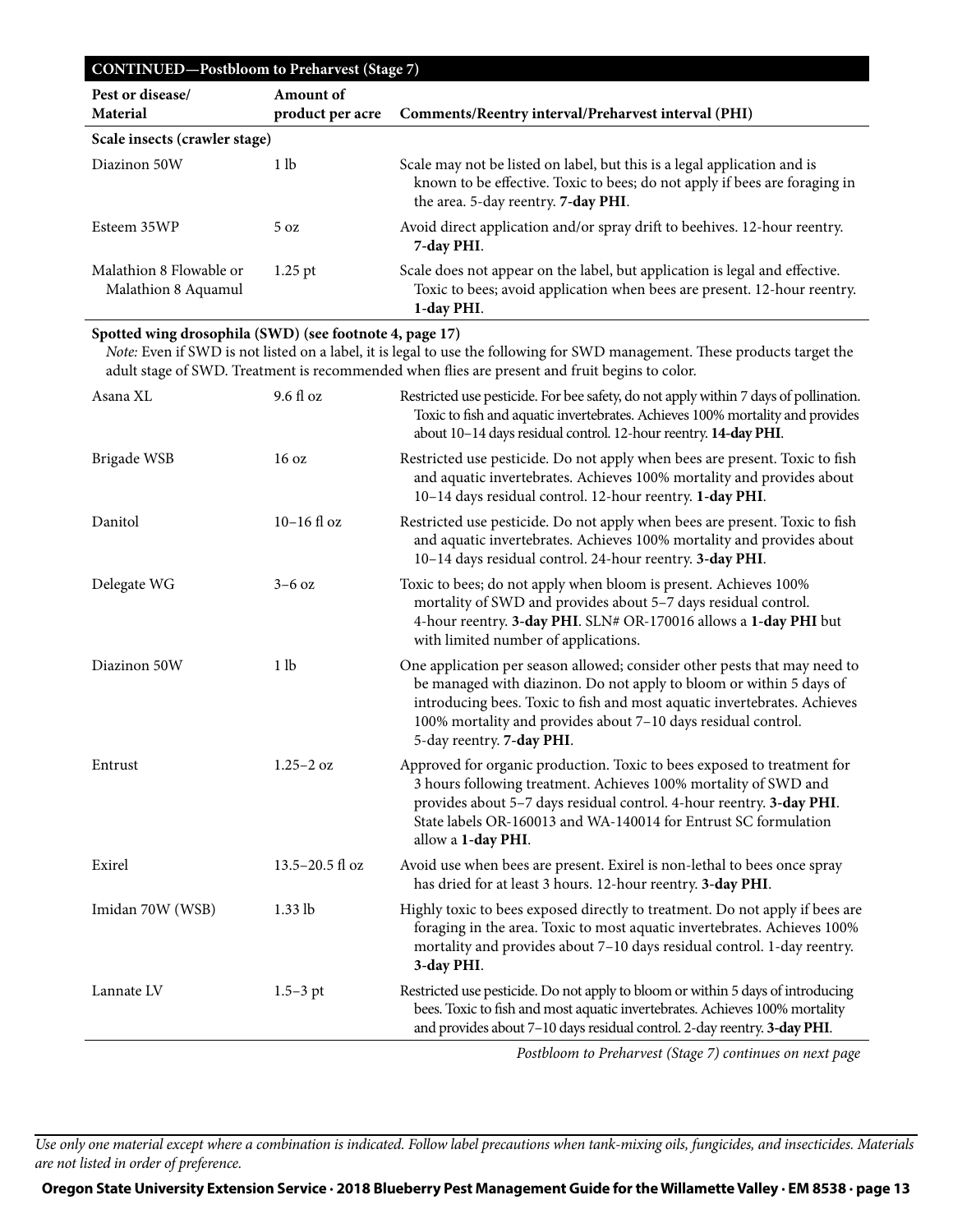| **CONTINUED—Postbloom to Preharvest (Stage 7)** | | |
|---|---|---|
| **Pest or disease/ Material** | **Amount of product per acre** | **Comments/Reentry interval/Preharvest interval (PHI)** |
| **Scale insects (crawler stage)** | | |
| Diazinon 50W | 1 lb | Scale may not be listed on label, but this is a legal application and is known to be effective. Toxic to bees; do not apply if bees are foraging in the area. 5-day reentry. **7-day PHI**. |
| Esteem 35WP | 5 oz | Avoid direct application and/or spray drift to beehives. 12-hour reentry. **7-day PHI**. |
| Malathion 8 Flowable or Malathion 8 Aquamul | 1.25 pt | Scale does not appear on the label, but application is legal and effective. Toxic to bees; avoid application when bees are present. 12-hour reentry. **1-day PHI**. |
| **Spotted wing drosophila (SWD) (see footnote 4, page 17)** *Note:* Even if SWD is not listed on a label, it is legal to use the following for SWD management. These products target the adult stage of SWD. Treatment is recommended when flies are present and fruit begins to color. | | |
| Asana XL | 9.6 fl oz | Restricted use pesticide. For bee safety, do not apply within 7 days of pollination. Toxic to fish and aquatic invertebrates. Achieves 100% mortality and provides about 10–14 days residual control. 12-hour reentry. **14-day PHI**. |
| Brigade WSB | 16 oz | Restricted use pesticide. Do not apply when bees are present. Toxic to fish and aquatic invertebrates. Achieves 100% mortality and provides about 10–14 days residual control. 12-hour reentry. **1-day PHI**. |
| Danitol | 10–16 fl oz | Restricted use pesticide. Do not apply when bees are present. Toxic to fish and aquatic invertebrates. Achieves 100% mortality and provides about 10–14 days residual control. 24-hour reentry. **3-day PHI**. |
| Delegate WG | 3–6 oz | Toxic to bees; do not apply when bloom is present. Achieves 100% mortality of SWD and provides about 5–7 days residual control. 4-hour reentry. **3-day PHI**. SLN# OR-170016 allows a **1-day PHI** but with limited number of applications. |
| Diazinon 50W | 1 lb | One application per season allowed; consider other pests that may need to be managed with diazinon. Do not apply to bloom or within 5 days of introducing bees. Toxic to fish and most aquatic invertebrates. Achieves 100% mortality and provides about 7–10 days residual control. 5-day reentry. **7-day PHI**. |
| Entrust | 1.25–2 oz | Approved for organic production. Toxic to bees exposed to treatment for 3 hours following treatment. Achieves 100% mortality of SWD and provides about 5–7 days residual control. 4-hour reentry. **3-day PHI**. State labels OR-160013 and WA-140014 for Entrust SC formulation allow a **1-day PHI**. |
| Exirel | 13.5–20.5 fl oz | Avoid use when bees are present. Exirel is non-lethal to bees once spray has dried for at least 3 hours. 12-hour reentry. **3-day PHI**. |
| Imidan 70W (WSB) | 1.33 lb | Highly toxic to bees exposed directly to treatment. Do not apply if bees are foraging in the area. Toxic to most aquatic invertebrates. Achieves 100% mortality and provides about 7–10 days residual control. 1-day reentry. **3-day PHI**. |
| Lannate LV | 1.5–3 pt | Restricted use pesticide. Do not apply to bloom or within 5 days of introducing bees. Toxic to fish and most aquatic invertebrates. Achieves 100% mortality and provides about 7–10 days residual control. 2-day reentry. **3-day PHI**. |

*Postbloom to Preharvest (Stage 7) continues on next page*

*Use only one material except where a combination is indicated. Follow label precautions when tank-mixing oils, fungicides, and insecticides. Materials are not listed in order of preference.*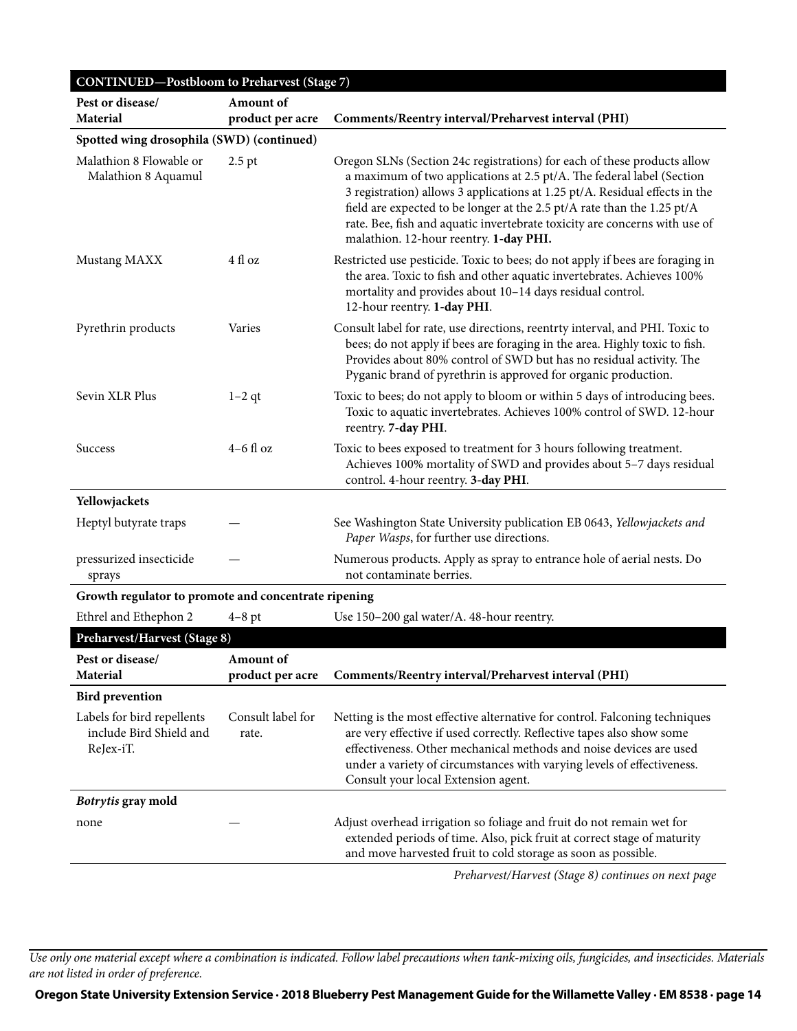## CONTINUED—Postbloom to Preharvest (Stage 7)

| Pest or disease/ Material | Amount of product per acre | Comments/Reentry interval/Preharvest interval (PHI) |
|---|---|---|
| **Spotted wing drosophila (SWD) (continued)** | | |
| Malathion 8 Flowable or Malathion 8 Aquamul | 2.5 pt | Oregon SLNs (Section 24c registrations) for each of these products allow a maximum of two applications at 2.5 pt/A. The federal label (Section 3 registration) allows 3 applications at 1.25 pt/A. Residual effects in the field are expected to be longer at the 2.5 pt/A rate than the 1.25 pt/A rate. Bee, fish and aquatic invertebrate toxicity are concerns with use of malathion. 12-hour reentry. **1-day PHI.** |
| Mustang MAXX | 4 fl oz | Restricted use pesticide. Toxic to bees; do not apply if bees are foraging in the area. Toxic to fish and other aquatic invertebrates. Achieves 100% mortality and provides about 10–14 days residual control. 12-hour reentry. **1-day PHI**. |
| Pyrethrin products | Varies | Consult label for rate, use directions, reentrty interval, and PHI. Toxic to bees; do not apply if bees are foraging in the area. Highly toxic to fish. Provides about 80% control of SWD but has no residual activity. The Pyganic brand of pyrethrin is approved for organic production. |
| Sevin XLR Plus | 1–2 qt | Toxic to bees; do not apply to bloom or within 5 days of introducing bees. Toxic to aquatic invertebrates. Achieves 100% control of SWD. 12-hour reentry. **7-day PHI**. |
| Success | 4–6 fl oz | Toxic to bees exposed to treatment for 3 hours following treatment. Achieves 100% mortality of SWD and provides about 5–7 days residual control. 4-hour reentry. **3-day PHI**. |
| **Yellowjackets** | | |
| Heptyl butyrate traps | — | See Washington State University publication EB 0643, *Yellowjackets and Paper Wasps*, for further use directions. |
| pressurized insecticide sprays | — | Numerous products. Apply as spray to entrance hole of aerial nests. Do not contaminate berries. |
| **Growth regulator to promote and concentrate ripening** | | |
| Ethrel and Ethephon 2 | 4–8 pt | Use 150–200 gal water/A. 48-hour reentry. |

## Preharvest/Harvest (Stage 8)

| Pest or disease/ Material | Amount of product per acre | Comments/Reentry interval/Preharvest interval (PHI) |
|---|---|---|
| **Bird prevention** | | |
| Labels for bird repellents include Bird Shield and ReJex-iT. | Consult label for rate. | Netting is the most effective alternative for control. Falconing techniques are very effective if used correctly. Reflective tapes also show some effectiveness. Other mechanical methods and noise devices are used under a variety of circumstances with varying levels of effectiveness. Consult your local Extension agent. |
| ***Botrytis* gray mold** | | |
| none | — | Adjust overhead irrigation so foliage and fruit do not remain wet for extended periods of time. Also, pick fruit at correct stage of maturity and move harvested fruit to cold storage as soon as possible. |

*Preharvest/Harvest (Stage 8) continues on next page*

*Use only one material except where a combination is indicated. Follow label precautions when tank-mixing oils, fungicides, and insecticides. Materials are not listed in order of preference.*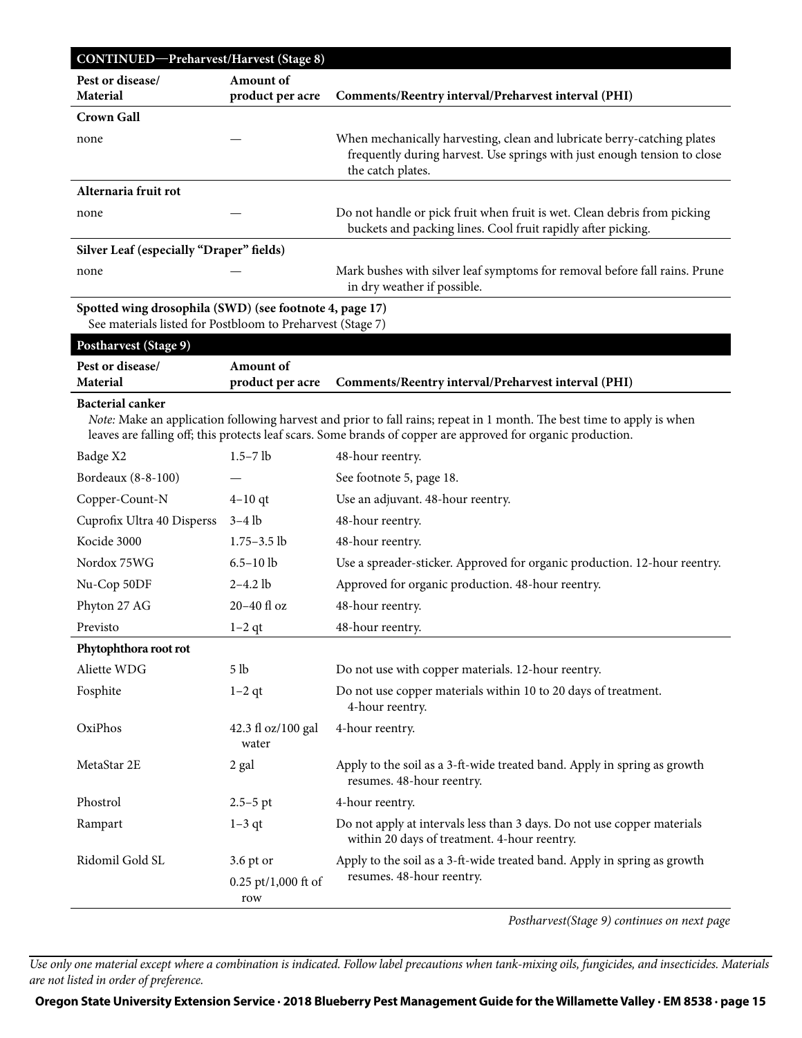## CONTINUED—Preharvest/Harvest (Stage 8)

| Pest or disease/ Material | Amount of product per acre | Comments/Reentry interval/Preharvest interval (PHI) |
|---|---|---|
| **Crown Gall** | | |
| none | — | When mechanically harvesting, clean and lubricate berry-catching plates frequently during harvest. Use springs with just enough tension to close the catch plates. |
| **Alternaria fruit rot** | | |
| none | — | Do not handle or pick fruit when fruit is wet. Clean debris from picking buckets and packing lines. Cool fruit rapidly after picking. |
| **Silver Leaf (especially "Draper" fields)** | | |
| none | — | Mark bushes with silver leaf symptoms for removal before fall rains. Prune in dry weather if possible. |
| **Spotted wing drosophila (SWD) (see footnote 4, page 17)** See materials listed for Postbloom to Preharvest (Stage 7) | | |

## Postharvest (Stage 9)

| Pest or disease/ Material | Amount of product per acre | Comments/Reentry interval/Preharvest interval (PHI) |
|---|---|---|
| **Bacterial canker** *Note:* Make an application following harvest and prior to fall rains; repeat in 1 month. The best time to apply is when leaves are falling off; this protects leaf scars. Some brands of copper are approved for organic production. | | |
| Badge X2 | 1.5–7 lb | 48-hour reentry. |
| Bordeaux (8-8-100) | — | See footnote 5, page 18. |
| Copper-Count-N | 4–10 qt | Use an adjuvant. 48-hour reentry. |
| Cuprofix Ultra 40 Disperss | 3–4 lb | 48-hour reentry. |
| Kocide 3000 | 1.75–3.5 lb | 48-hour reentry. |
| Nordox 75WG | 6.5–10 lb | Use a spreader-sticker. Approved for organic production. 12-hour reentry. |
| Nu-Cop 50DF | 2–4.2 lb | Approved for organic production. 48-hour reentry. |
| Phyton 27 AG | 20–40 fl oz | 48-hour reentry. |
| Previsto | 1–2 qt | 48-hour reentry. |
| **Phytophthora root rot** | | |
| Aliette WDG | 5 lb | Do not use with copper materials. 12-hour reentry. |
| Fosphite | 1–2 qt | Do not use copper materials within 10 to 20 days of treatment. 4-hour reentry. |
| OxiPhos | 42.3 fl oz/100 gal water | 4-hour reentry. |
| MetaStar 2E | 2 gal | Apply to the soil as a 3-ft-wide treated band. Apply in spring as growth resumes. 48-hour reentry. |
| Phostrol | 2.5–5 pt | 4-hour reentry. |
| Rampart | 1–3 qt | Do not apply at intervals less than 3 days. Do not use copper materials within 20 days of treatment. 4-hour reentry. |
| Ridomil Gold SL | 3.6 pt or 0.25 pt/1,000 ft of row | Apply to the soil as a 3-ft-wide treated band. Apply in spring as growth resumes. 48-hour reentry. |

*Postharvest(Stage 9) continues on next page*

*Use only one material except where a combination is indicated. Follow label precautions when tank-mixing oils, fungicides, and insecticides. Materials are not listed in order of preference.*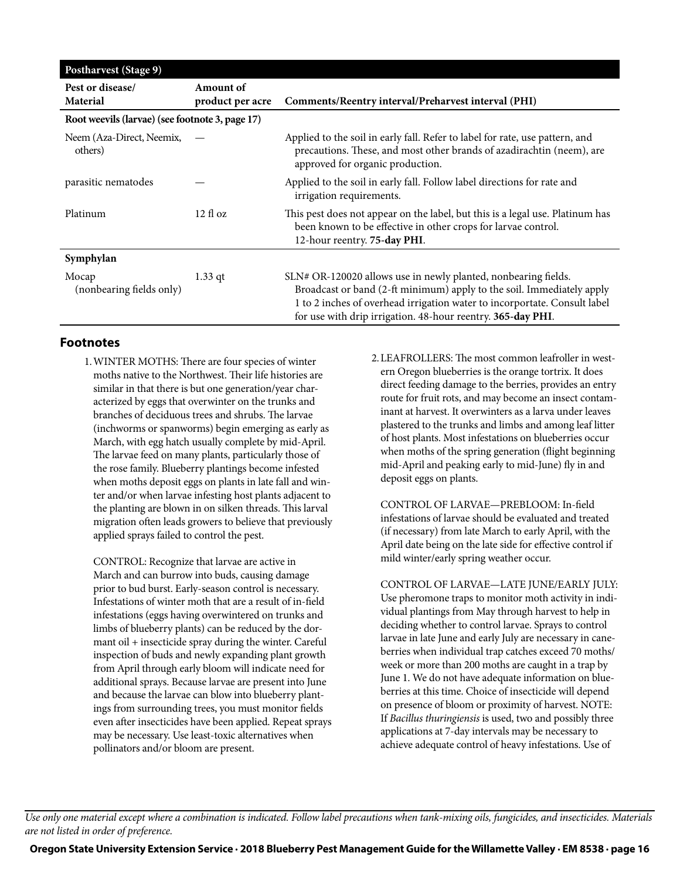| Postharvest (Stage 9) | | |
|---|---|---|
| **Pest or disease/ Material** | **Amount of product per acre** | **Comments/Reentry interval/Preharvest interval (PHI)** |
| **Root weevils (larvae) (see footnote 3, page 17)** | | |
| Neem (Aza-Direct, Neemix, others) | — | Applied to the soil in early fall. Refer to label for rate, use pattern, and precautions. These, and most other brands of azadirachtin (neem), are approved for organic production. |
| parasitic nematodes | — | Applied to the soil in early fall. Follow label directions for rate and irrigation requirements. |
| Platinum | 12 fl oz | This pest does not appear on the label, but this is a legal use. Platinum has been known to be effective in other crops for larvae control. 12-hour reentry. **75-day PHI**. |
| **Symphylan** | | |
| Mocap (nonbearing fields only) | 1.33 qt | SLN# OR-120020 allows use in newly planted, nonbearing fields. Broadcast or band (2-ft minimum) apply to the soil. Immediately apply 1 to 2 inches of overhead irrigation water to incorportate. Consult label for use with drip irrigation. 48-hour reentry. **365-day PHI**. |

## Footnotes

1. WINTER MOTHS: There are four species of winter moths native to the Northwest. Their life histories are similar in that there is but one generation/year characterized by eggs that overwinter on the trunks and branches of deciduous trees and shrubs. The larvae (inchworms or spanworms) begin emerging as early as March, with egg hatch usually complete by mid-April. The larvae feed on many plants, particularly those of the rose family. Blueberry plantings become infested when moths deposit eggs on plants in late fall and winter and/or when larvae infesting host plants adjacent to the planting are blown in on silken threads. This larval migration often leads growers to believe that previously applied sprays failed to control the pest.

   CONTROL: Recognize that larvae are active in March and can burrow into buds, causing damage prior to bud burst. Early-season control is necessary. Infestations of winter moth that are a result of in-field infestations (eggs having overwintered on trunks and limbs of blueberry plants) can be reduced by the dormant oil + insecticide spray during the winter. Careful inspection of buds and newly expanding plant growth from April through early bloom will indicate need for additional sprays. Because larvae are present into June and because the larvae can blow into blueberry plantings from surrounding trees, you must monitor fields even after insecticides have been applied. Repeat sprays may be necessary. Use least-toxic alternatives when pollinators and/or bloom are present.

2. LEAFROLLERS: The most common leafroller in western Oregon blueberries is the orange tortrix. It does direct feeding damage to the berries, provides an entry route for fruit rots, and may become an insect contaminant at harvest. It overwinters as a larva under leaves plastered to the trunks and limbs and among leaf litter of host plants. Most infestations on blueberries occur when moths of the spring generation (flight beginning mid-April and peaking early to mid-June) fly in and deposit eggs on plants.

   CONTROL OF LARVAE—PREBLOOM: In-field infestations of larvae should be evaluated and treated (if necessary) from late March to early April, with the April date being on the late side for effective control if mild winter/early spring weather occur.

   CONTROL OF LARVAE—LATE JUNE/EARLY JULY: Use pheromone traps to monitor moth activity in individual plantings from May through harvest to help in deciding whether to control larvae. Sprays to control larvae in late June and early July are necessary in caneberries when individual trap catches exceed 70 moths/week or more than 200 moths are caught in a trap by June 1. We do not have adequate information on blueberries at this time. Choice of insecticide will depend on presence of bloom or proximity of harvest. NOTE: If *Bacillus thuringiensis* is used, two and possibly three applications at 7-day intervals may be necessary to achieve adequate control of heavy infestations. Use of

*Use only one material except where a combination is indicated. Follow label precautions when tank-mixing oils, fungicides, and insecticides. Materials are not listed in order of preference.*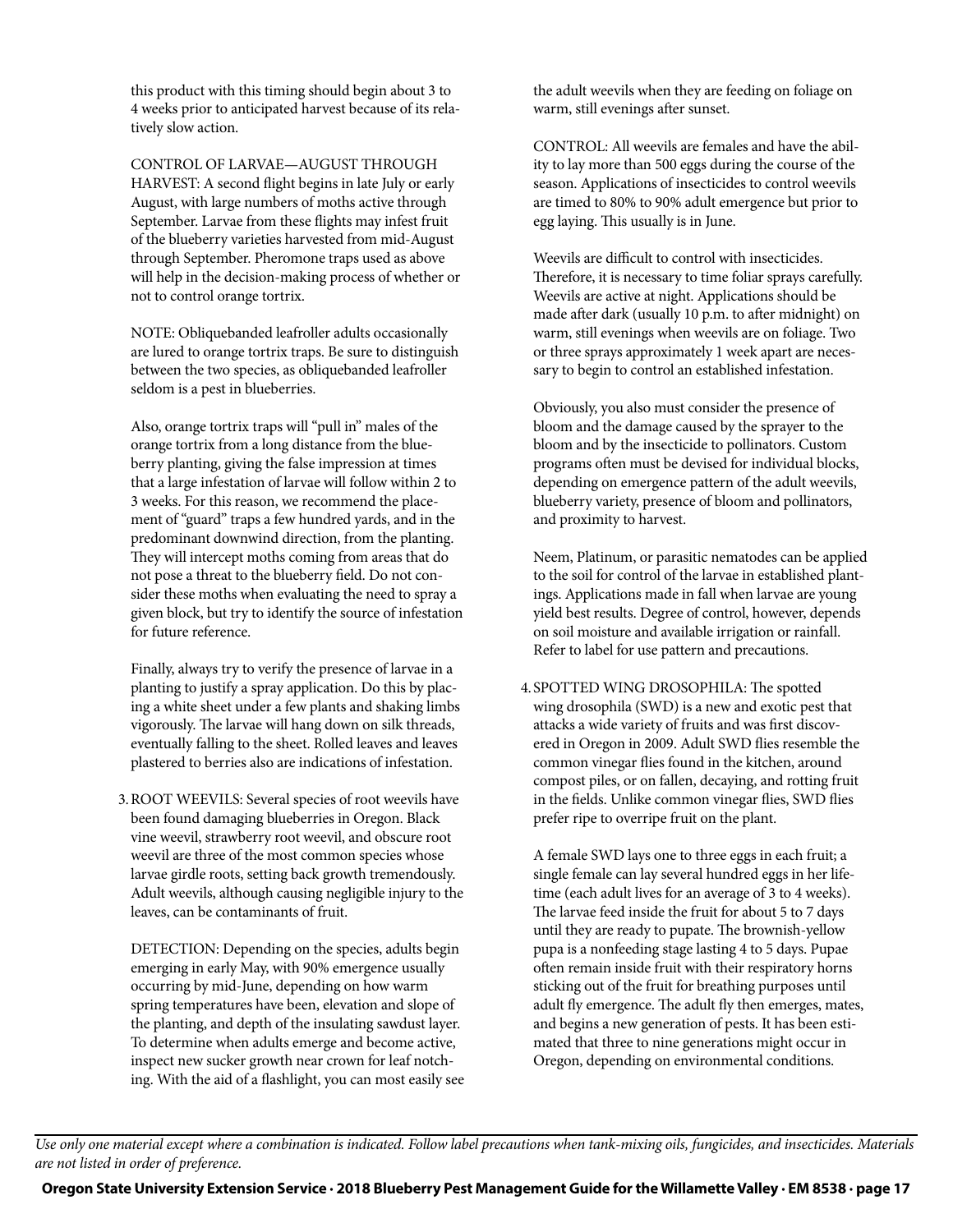this product with this timing should begin about 3 to 4 weeks prior to anticipated harvest because of its relatively slow action.

CONTROL OF LARVAE—AUGUST THROUGH HARVEST: A second flight begins in late July or early August, with large numbers of moths active through September. Larvae from these flights may infest fruit of the blueberry varieties harvested from mid-August through September. Pheromone traps used as above will help in the decision-making process of whether or not to control orange tortrix.

NOTE: Obliquebanded leafroller adults occasionally are lured to orange tortrix traps. Be sure to distinguish between the two species, as obliquebanded leafroller seldom is a pest in blueberries.

Also, orange tortrix traps will "pull in" males of the orange tortrix from a long distance from the blueberry planting, giving the false impression at times that a large infestation of larvae will follow within 2 to 3 weeks. For this reason, we recommend the placement of "guard" traps a few hundred yards, and in the predominant downwind direction, from the planting. They will intercept moths coming from areas that do not pose a threat to the blueberry field. Do not consider these moths when evaluating the need to spray a given block, but try to identify the source of infestation for future reference.

Finally, always try to verify the presence of larvae in a planting to justify a spray application. Do this by placing a white sheet under a few plants and shaking limbs vigorously. The larvae will hang down on silk threads, eventually falling to the sheet. Rolled leaves and leaves plastered to berries also are indications of infestation.

3. ROOT WEEVILS: Several species of root weevils have been found damaging blueberries in Oregon. Black vine weevil, strawberry root weevil, and obscure root weevil are three of the most common species whose larvae girdle roots, setting back growth tremendously. Adult weevils, although causing negligible injury to the leaves, can be contaminants of fruit.

   DETECTION: Depending on the species, adults begin emerging in early May, with 90% emergence usually occurring by mid-June, depending on how warm spring temperatures have been, elevation and slope of the planting, and depth of the insulating sawdust layer. To determine when adults emerge and become active, inspect new sucker growth near crown for leaf notching. With the aid of a flashlight, you can most easily see the adult weevils when they are feeding on foliage on warm, still evenings after sunset.

   CONTROL: All weevils are females and have the ability to lay more than 500 eggs during the course of the season. Applications of insecticides to control weevils are timed to 80% to 90% adult emergence but prior to egg laying. This usually is in June.

   Weevils are difficult to control with insecticides. Therefore, it is necessary to time foliar sprays carefully. Weevils are active at night. Applications should be made after dark (usually 10 p.m. to after midnight) on warm, still evenings when weevils are on foliage. Two or three sprays approximately 1 week apart are necessary to begin to control an established infestation.

   Obviously, you also must consider the presence of bloom and the damage caused by the sprayer to the bloom and by the insecticide to pollinators. Custom programs often must be devised for individual blocks, depending on emergence pattern of the adult weevils, blueberry variety, presence of bloom and pollinators, and proximity to harvest.

   Neem, Platinum, or parasitic nematodes can be applied to the soil for control of the larvae in established plantings. Applications made in fall when larvae are young yield best results. Degree of control, however, depends on soil moisture and available irrigation or rainfall. Refer to label for use pattern and precautions.

4. SPOTTED WING DROSOPHILA: The spotted wing drosophila (SWD) is a new and exotic pest that attacks a wide variety of fruits and was first discovered in Oregon in 2009. Adult SWD flies resemble the common vinegar flies found in the kitchen, around compost piles, or on fallen, decaying, and rotting fruit in the fields. Unlike common vinegar flies, SWD flies prefer ripe to overripe fruit on the plant.

   A female SWD lays one to three eggs in each fruit; a single female can lay several hundred eggs in her lifetime (each adult lives for an average of 3 to 4 weeks). The larvae feed inside the fruit for about 5 to 7 days until they are ready to pupate. The brownish-yellow pupa is a nonfeeding stage lasting 4 to 5 days. Pupae often remain inside fruit with their respiratory horns sticking out of the fruit for breathing purposes until adult fly emergence. The adult fly then emerges, mates, and begins a new generation of pests. It has been estimated that three to nine generations might occur in Oregon, depending on environmental conditions.

*Use only one material except where a combination is indicated. Follow label precautions when tank-mixing oils, fungicides, and insecticides. Materials are not listed in order of preference.*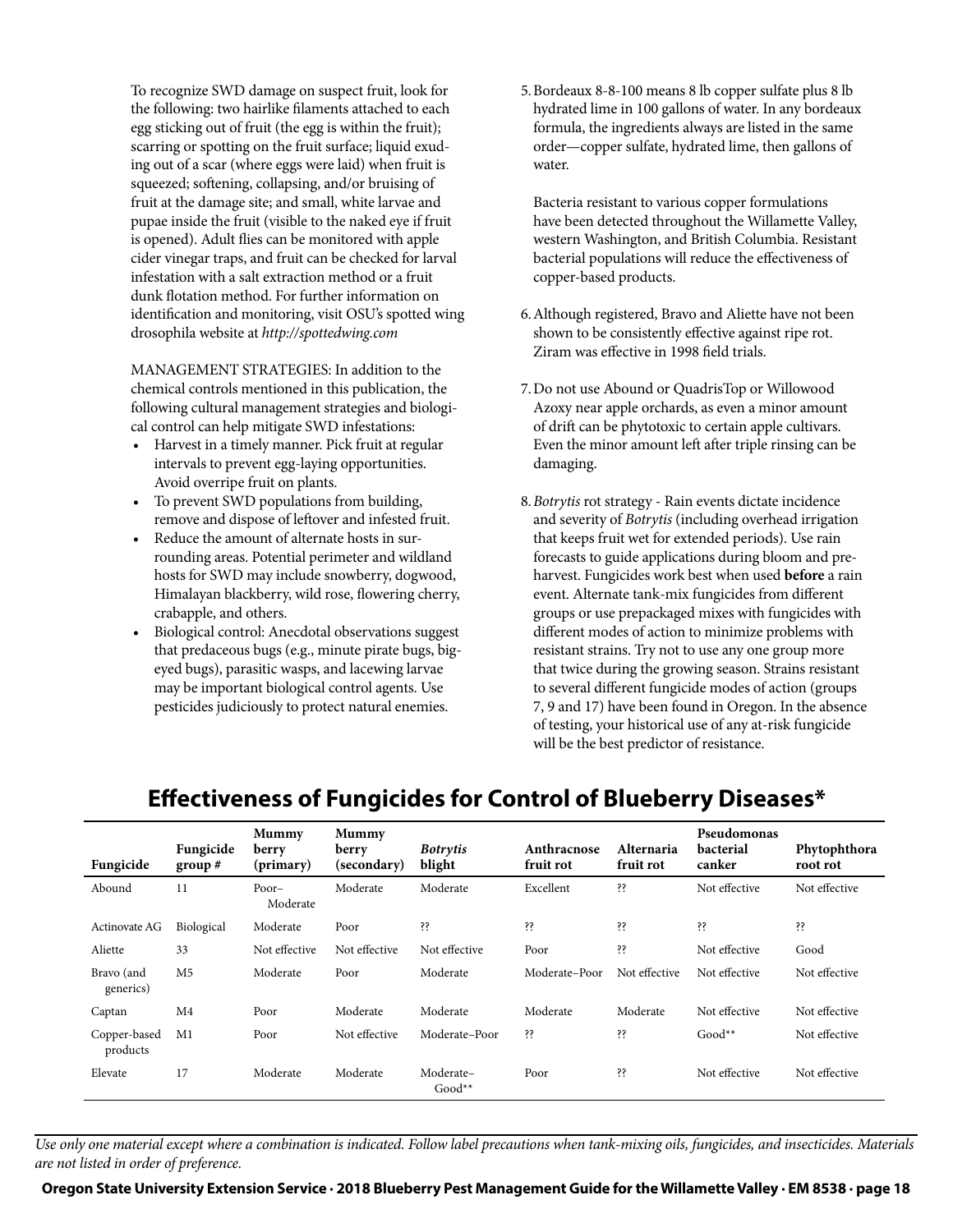To recognize SWD damage on suspect fruit, look for the following: two hairlike filaments attached to each egg sticking out of fruit (the egg is within the fruit); scarring or spotting on the fruit surface; liquid exuding out of a scar (where eggs were laid) when fruit is squeezed; softening, collapsing, and/or bruising of fruit at the damage site; and small, white larvae and pupae inside the fruit (visible to the naked eye if fruit is opened). Adult flies can be monitored with apple cider vinegar traps, and fruit can be checked for larval infestation with a salt extraction method or a fruit dunk flotation method. For further information on identification and monitoring, visit OSU's spotted wing drosophila website at *http://spottedwing.com*

MANAGEMENT STRATEGIES: In addition to the chemical controls mentioned in this publication, the following cultural management strategies and biological control can help mitigate SWD infestations:

- Harvest in a timely manner. Pick fruit at regular intervals to prevent egg-laying opportunities. Avoid overripe fruit on plants.
- To prevent SWD populations from building, remove and dispose of leftover and infested fruit.
- Reduce the amount of alternate hosts in surrounding areas. Potential perimeter and wildland hosts for SWD may include snowberry, dogwood, Himalayan blackberry, wild rose, flowering cherry, crabapple, and others.
- Biological control: Anecdotal observations suggest that predaceous bugs (e.g., minute pirate bugs, big-eyed bugs), parasitic wasps, and lacewing larvae may be important biological control agents. Use pesticides judiciously to protect natural enemies.

5. Bordeaux 8-8-100 means 8 lb copper sulfate plus 8 lb hydrated lime in 100 gallons of water. In any bordeaux formula, the ingredients always are listed in the same order—copper sulfate, hydrated lime, then gallons of water.

   Bacteria resistant to various copper formulations have been detected throughout the Willamette Valley, western Washington, and British Columbia. Resistant bacterial populations will reduce the effectiveness of copper-based products.

6. Although registered, Bravo and Aliette have not been shown to be consistently effective against ripe rot. Ziram was effective in 1998 field trials.

7. Do not use Abound or QuadrisTop or Willowood Azoxy near apple orchards, as even a minor amount of drift can be phytotoxic to certain apple cultivars. Even the minor amount left after triple rinsing can be damaging.

8. *Botrytis* rot strategy - Rain events dictate incidence and severity of *Botrytis* (including overhead irrigation that keeps fruit wet for extended periods). Use rain forecasts to guide applications during bloom and preharvest. Fungicides work best when used **before** a rain event. Alternate tank-mix fungicides from different groups or use prepackaged mixes with fungicides with different modes of action to minimize problems with resistant strains. Try not to use any one group more that twice during the growing season. Strains resistant to several different fungicide modes of action (groups 7, 9 and 17) have been found in Oregon. In the absence of testing, your historical use of any at-risk fungicide will be the best predictor of resistance.

## Effectiveness of Fungicides for Control of Blueberry Diseases*

| Fungicide | Fungicide group # | Mummy berry (primary) | Mummy berry (secondary) | *Botrytis* blight | Anthracnose fruit rot | Alternaria fruit rot | Pseudomonas bacterial canker | Phytophthora root rot |
|---|---|---|---|---|---|---|---|---|
| Abound | 11 | Poor–Moderate | Moderate | Moderate | Excellent | ?? | Not effective | Not effective |
| Actinovate AG | Biological | Moderate | Poor | ?? | ?? | ?? | ?? | ?? |
| Aliette | 33 | Not effective | Not effective | Not effective | Poor | ?? | Not effective | Good |
| Bravo (and generics) | M5 | Moderate | Poor | Moderate | Moderate–Poor | Not effective | Not effective | Not effective |
| Captan | M4 | Poor | Moderate | Moderate | Moderate | Moderate | Not effective | Not effective |
| Copper-based products | M1 | Poor | Not effective | Moderate–Poor | ?? | ?? | Good** | Not effective |
| Elevate | 17 | Moderate | Moderate | Moderate–Good** | Poor | ?? | Not effective | Not effective |

*Use only one material except where a combination is indicated. Follow label precautions when tank-mixing oils, fungicides, and insecticides. Materials are not listed in order of preference.*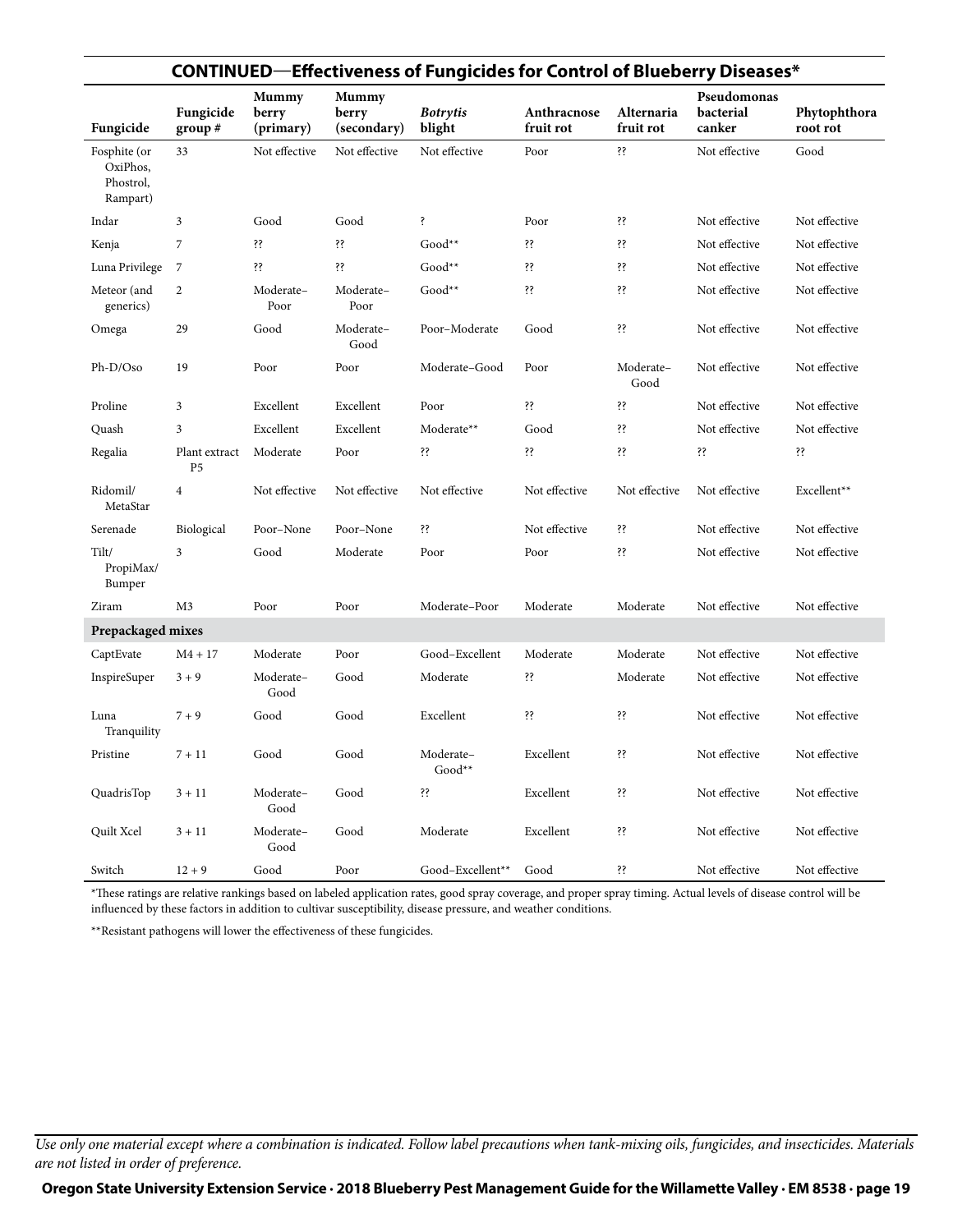## CONTINUED—Effectiveness of Fungicides for Control of Blueberry Diseases*

| Fungicide | Fungicide group # | Mummy berry (primary) | Mummy berry (secondary) | *Botrytis* blight | Anthracnose fruit rot | Alternaria fruit rot | Pseudomonas bacterial canker | Phytophthora root rot |
|---|---|---|---|---|---|---|---|---|
| Fosphite (or OxiPhos, Phostrol, Rampart) | 33 | Not effective | Not effective | Not effective | Poor | ?? | Not effective | Good |
| Indar | 3 | Good | Good | ? | Poor | ?? | Not effective | Not effective |
| Kenja | 7 | ?? | ?? | Good** | ?? | ?? | Not effective | Not effective |
| Luna Privilege | 7 | ?? | ?? | Good** | ?? | ?? | Not effective | Not effective |
| Meteor (and generics) | 2 | Moderate–Poor | Moderate–Poor | Good** | ?? | ?? | Not effective | Not effective |
| Omega | 29 | Good | Moderate–Good | Poor–Moderate | Good | ?? | Not effective | Not effective |
| Ph-D/Oso | 19 | Poor | Poor | Moderate–Good | Poor | Moderate–Good | Not effective | Not effective |
| Proline | 3 | Excellent | Excellent | Poor | ?? | ?? | Not effective | Not effective |
| Quash | 3 | Excellent | Excellent | Moderate** | Good | ?? | Not effective | Not effective |
| Regalia | Plant extract P5 | Moderate | Poor | ?? | ?? | ?? | ?? | ?? |
| Ridomil/ MetaStar | 4 | Not effective | Not effective | Not effective | Not effective | Not effective | Not effective | Excellent** |
| Serenade | Biological | Poor–None | Poor–None | ?? | Not effective | ?? | Not effective | Not effective |
| Tilt/ PropiMax/ Bumper | 3 | Good | Moderate | Poor | Poor | ?? | Not effective | Not effective |
| Ziram | M3 | Poor | Poor | Moderate–Poor | Moderate | Moderate | Not effective | Not effective |
| **Prepackaged mixes** | | | | | | | | |
| CaptEvate | M4 + 17 | Moderate | Poor | Good–Excellent | Moderate | Moderate | Not effective | Not effective |
| InspireSuper | 3 + 9 | Moderate–Good | Good | Moderate | ?? | Moderate | Not effective | Not effective |
| Luna Tranquility | 7 + 9 | Good | Good | Excellent | ?? | ?? | Not effective | Not effective |
| Pristine | 7 + 11 | Good | Good | Moderate–Good** | Excellent | ?? | Not effective | Not effective |
| QuadrisTop | 3 + 11 | Moderate–Good | Good | ?? | Excellent | ?? | Not effective | Not effective |
| Quilt Xcel | 3 + 11 | Moderate–Good | Good | Moderate | Excellent | ?? | Not effective | Not effective |
| Switch | 12 + 9 | Good | Poor | Good–Excellent** | Good | ?? | Not effective | Not effective |

*These ratings are relative rankings based on labeled application rates, good spray coverage, and proper spray timing. Actual levels of disease control will be influenced by these factors in addition to cultivar susceptibility, disease pressure, and weather conditions.

**Resistant pathogens will lower the effectiveness of these fungicides.

*Use only one material except where a combination is indicated. Follow label precautions when tank-mixing oils, fungicides, and insecticides. Materials are not listed in order of preference.*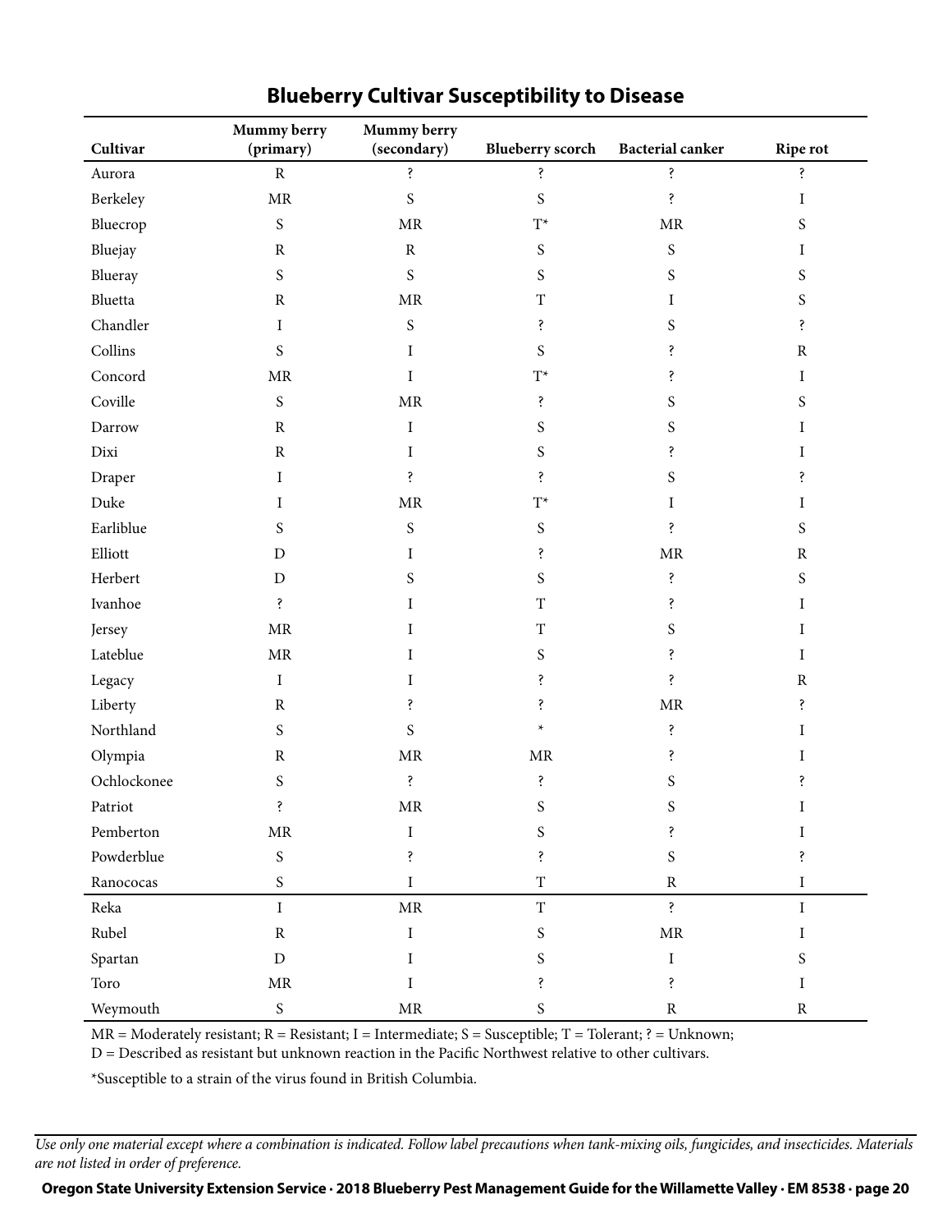## Blueberry Cultivar Susceptibility to Disease

| Cultivar | Mummy berry (primary) | Mummy berry (secondary) | Blueberry scorch | Bacterial canker | Ripe rot |
|---|---|---|---|---|---|
| Aurora | R | ? | ? | ? | ? |
| Berkeley | MR | S | S | ? | I |
| Bluecrop | S | MR | T* | MR | S |
| Bluejay | R | R | S | S | I |
| Blueray | S | S | S | S | S |
| Bluetta | R | MR | T | I | S |
| Chandler | I | S | ? | S | ? |
| Collins | S | I | S | ? | R |
| Concord | MR | I | T* | ? | I |
| Coville | S | MR | ? | S | S |
| Darrow | R | I | S | S | I |
| Dixi | R | I | S | ? | I |
| Draper | I | ? | ? | S | ? |
| Duke | I | MR | T* | I | I |
| Earliblue | S | S | S | ? | S |
| Elliott | D | I | ? | MR | R |
| Herbert | D | S | S | ? | S |
| Ivanhoe | ? | I | T | ? | I |
| Jersey | MR | I | T | S | I |
| Lateblue | MR | I | S | ? | I |
| Legacy | I | I | ? | ? | R |
| Liberty | R | ? | ? | MR | ? |
| Northland | S | S | * | ? | I |
| Olympia | R | MR | MR | ? | I |
| Ochlockonee | S | ? | ? | S | ? |
| Patriot | ? | MR | S | S | I |
| Pemberton | MR | I | S | ? | I |
| Powderblue | S | ? | ? | S | ? |
| Ranococas | S | I | T | R | I |
| Reka | I | MR | T | ? | I |
| Rubel | R | I | S | MR | I |
| Spartan | D | I | S | I | S |
| Toro | MR | I | ? | ? | I |
| Weymouth | S | MR | S | R | R |

MR = Moderately resistant; R = Resistant; I = Intermediate; S = Susceptible; T = Tolerant; ? = Unknown;
D = Described as resistant but unknown reaction in the Pacific Northwest relative to other cultivars.

*Susceptible to a strain of the virus found in British Columbia.

*Use only one material except where a combination is indicated. Follow label precautions when tank-mixing oils, fungicides, and insecticides. Materials are not listed in order of preference.*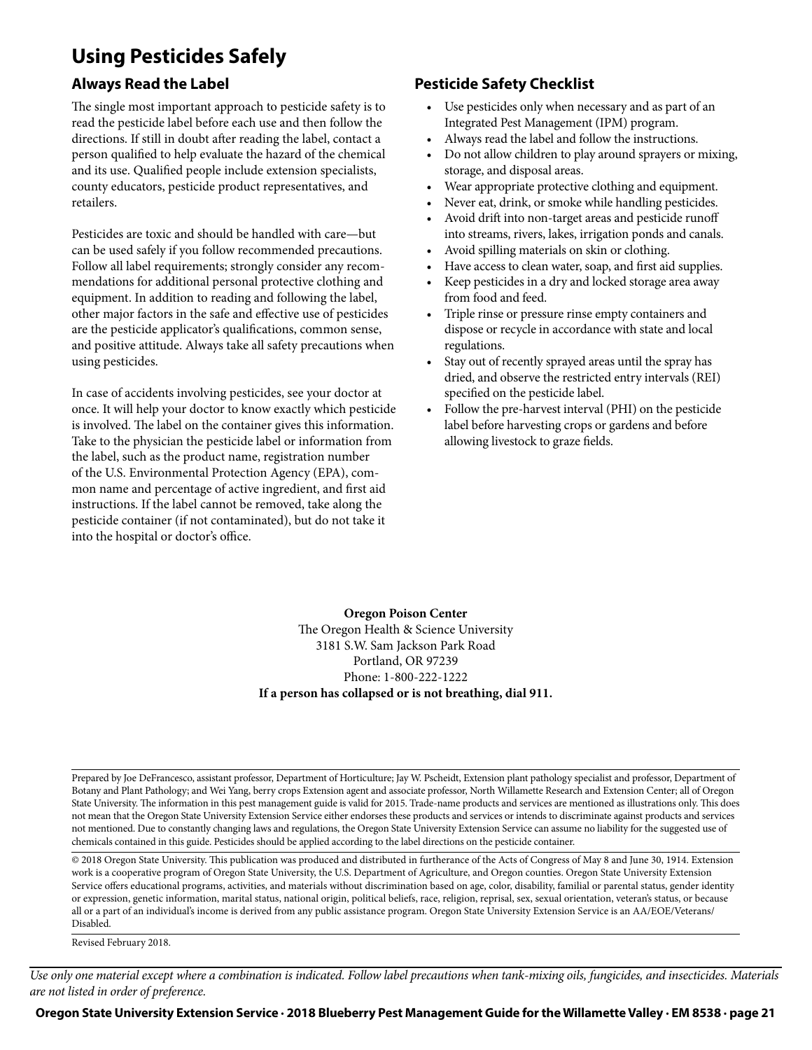# Using Pesticides Safely

## Always Read the Label

The single most important approach to pesticide safety is to read the pesticide label before each use and then follow the directions. If still in doubt after reading the label, contact a person qualified to help evaluate the hazard of the chemical and its use. Qualified people include extension specialists, county educators, pesticide product representatives, and retailers.

Pesticides are toxic and should be handled with care—but can be used safely if you follow recommended precautions. Follow all label requirements; strongly consider any recommendations for additional personal protective clothing and equipment. In addition to reading and following the label, other major factors in the safe and effective use of pesticides are the pesticide applicator's qualifications, common sense, and positive attitude. Always take all safety precautions when using pesticides.

In case of accidents involving pesticides, see your doctor at once. It will help your doctor to know exactly which pesticide is involved. The label on the container gives this information. Take to the physician the pesticide label or information from the label, such as the product name, registration number of the U.S. Environmental Protection Agency (EPA), common name and percentage of active ingredient, and first aid instructions. If the label cannot be removed, take along the pesticide container (if not contaminated), but do not take it into the hospital or doctor's office.

## Pesticide Safety Checklist

- Use pesticides only when necessary and as part of an Integrated Pest Management (IPM) program.
- Always read the label and follow the instructions.
- Do not allow children to play around sprayers or mixing, storage, and disposal areas.
- Wear appropriate protective clothing and equipment.
- Never eat, drink, or smoke while handling pesticides.
- Avoid drift into non-target areas and pesticide runoff into streams, rivers, lakes, irrigation ponds and canals.
- Avoid spilling materials on skin or clothing.
- Have access to clean water, soap, and first aid supplies.
- Keep pesticides in a dry and locked storage area away from food and feed.
- Triple rinse or pressure rinse empty containers and dispose or recycle in accordance with state and local regulations.
- Stay out of recently sprayed areas until the spray has dried, and observe the restricted entry intervals (REI) specified on the pesticide label.
- Follow the pre-harvest interval (PHI) on the pesticide label before harvesting crops or gardens and before allowing livestock to graze fields.

**Oregon Poison Center**
The Oregon Health & Science University
3181 S.W. Sam Jackson Park Road
Portland, OR 97239
Phone: 1-800-222-1222
**If a person has collapsed or is not breathing, dial 911.**

Prepared by Joe DeFrancesco, assistant professor, Department of Horticulture; Jay W. Pscheidt, Extension plant pathology specialist and professor, Department of Botany and Plant Pathology; and Wei Yang, berry crops Extension agent and associate professor, North Willamette Research and Extension Center; all of Oregon State University. The information in this pest management guide is valid for 2015. Trade-name products and services are mentioned as illustrations only. This does not mean that the Oregon State University Extension Service either endorses these products and services or intends to discriminate against products and services not mentioned. Due to constantly changing laws and regulations, the Oregon State University Extension Service can assume no liability for the suggested use of chemicals contained in this guide. Pesticides should be applied according to the label directions on the pesticide container.

© 2018 Oregon State University. This publication was produced and distributed in furtherance of the Acts of Congress of May 8 and June 30, 1914. Extension work is a cooperative program of Oregon State University, the U.S. Department of Agriculture, and Oregon counties. Oregon State University Extension Service offers educational programs, activities, and materials without discrimination based on age, color, disability, familial or parental status, gender identity or expression, genetic information, marital status, national origin, political beliefs, race, religion, reprisal, sex, sexual orientation, veteran's status, or because all or a part of an individual's income is derived from any public assistance program. Oregon State University Extension Service is an AA/EOE/Veterans/Disabled.

Revised February 2018.

*Use only one material except where a combination is indicated. Follow label precautions when tank-mixing oils, fungicides, and insecticides. Materials are not listed in order of preference.*